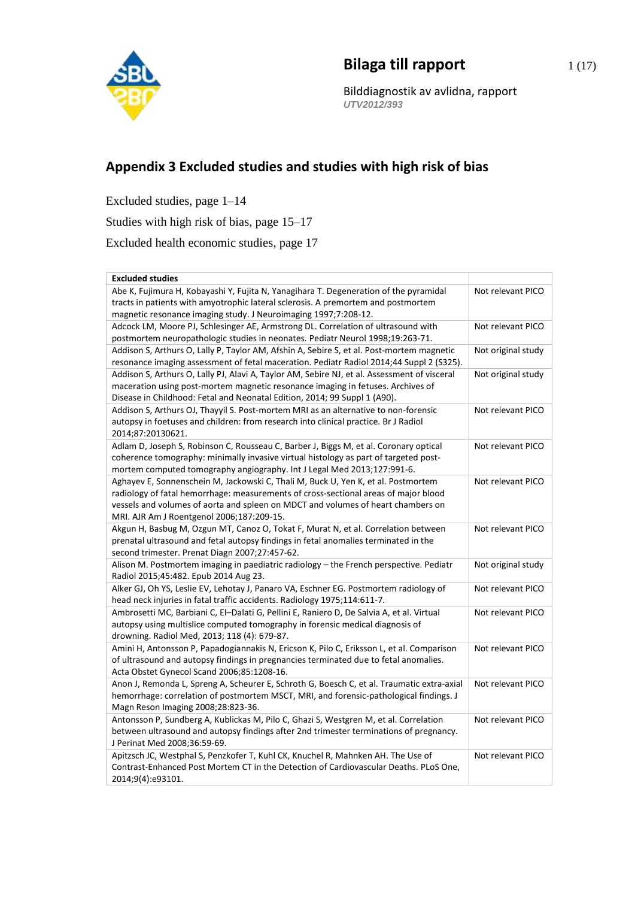## Bilaga till rapport

Bilddiagnostik av avlidna, rapport
*UTV2012/393*

# Appendix 3 Excluded studies and studies with high risk of bias

Excluded studies, page 1–14

Studies with high risk of bias, page 15–17

Excluded health economic studies, page 17

| Excluded studies | |
|---|---|
| Abe K, Fujimura H, Kobayashi Y, Fujita N, Yanagihara T. Degeneration of the pyramidal tracts in patients with amyotrophic lateral sclerosis. A premortem and postmortem magnetic resonance imaging study. J Neuroimaging 1997;7:208-12. | Not relevant PICO |
| Adcock LM, Moore PJ, Schlesinger AE, Armstrong DL. Correlation of ultrasound with postmortem neuropathologic studies in neonates. Pediatr Neurol 1998;19:263-71. | Not relevant PICO |
| Addison S, Arthurs O, Lally P, Taylor AM, Afshin A, Sebire S, et al. Post-mortem magnetic resonance imaging assessment of fetal maceration. Pediatr Radiol 2014;44 Suppl 2 (S325). | Not original study |
| Addison S, Arthurs O, Lally PJ, Alavi A, Taylor AM, Sebire NJ, et al. Assessment of visceral maceration using post-mortem magnetic resonance imaging in fetuses. Archives of Disease in Childhood: Fetal and Neonatal Edition, 2014; 99 Suppl 1 (A90). | Not original study |
| Addison S, Arthurs OJ, Thayyil S. Post-mortem MRI as an alternative to non-forensic autopsy in foetuses and children: from research into clinical practice. Br J Radiol 2014;87:20130621. | Not relevant PICO |
| Adlam D, Joseph S, Robinson C, Rousseau C, Barber J, Biggs M, et al. Coronary optical coherence tomography: minimally invasive virtual histology as part of targeted post-mortem computed tomography angiography. Int J Legal Med 2013;127:991-6. | Not relevant PICO |
| Aghayev E, Sonnenschein M, Jackowski C, Thali M, Buck U, Yen K, et al. Postmortem radiology of fatal hemorrhage: measurements of cross-sectional areas of major blood vessels and volumes of aorta and spleen on MDCT and volumes of heart chambers on MRI. AJR Am J Roentgenol 2006;187:209-15. | Not relevant PICO |
| Akgun H, Basbug M, Ozgun MT, Canoz O, Tokat F, Murat N, et al. Correlation between prenatal ultrasound and fetal autopsy findings in fetal anomalies terminated in the second trimester. Prenat Diagn 2007;27:457-62. | Not relevant PICO |
| Alison M. Postmortem imaging in paediatric radiology – the French perspective. Pediatr Radiol 2015;45:482. Epub 2014 Aug 23. | Not original study |
| Alker GJ, Oh YS, Leslie EV, Lehotay J, Panaro VA, Eschner EG. Postmortem radiology of head neck injuries in fatal traffic accidents. Radiology 1975;114:611-7. | Not relevant PICO |
| Ambrosetti MC, Barbiani C, El–Dalati G, Pellini E, Raniero D, De Salvia A, et al. Virtual autopsy using multislice computed tomography in forensic medical diagnosis of drowning. Radiol Med, 2013; 118 (4): 679-87. | Not relevant PICO |
| Amini H, Antonsson P, Papadogiannakis N, Ericson K, Pilo C, Eriksson L, et al. Comparison of ultrasound and autopsy findings in pregnancies terminated due to fetal anomalies. Acta Obstet Gynecol Scand 2006;85:1208-16. | Not relevant PICO |
| Anon J, Remonda L, Spreng A, Scheurer E, Schroth G, Boesch C, et al. Traumatic extra-axial hemorrhage: correlation of postmortem MSCT, MRI, and forensic-pathological findings. J Magn Reson Imaging 2008;28:823-36. | Not relevant PICO |
| Antonsson P, Sundberg A, Kublickas M, Pilo C, Ghazi S, Westgren M, et al. Correlation between ultrasound and autopsy findings after 2nd trimester terminations of pregnancy. J Perinat Med 2008;36:59-69. | Not relevant PICO |
| Apitzsch JC, Westphal S, Penzkofer T, Kuhl CK, Knuchel R, Mahnken AH. The Use of Contrast-Enhanced Post Mortem CT in the Detection of Cardiovascular Deaths. PLoS One, 2014;9(4):e93101. | Not relevant PICO |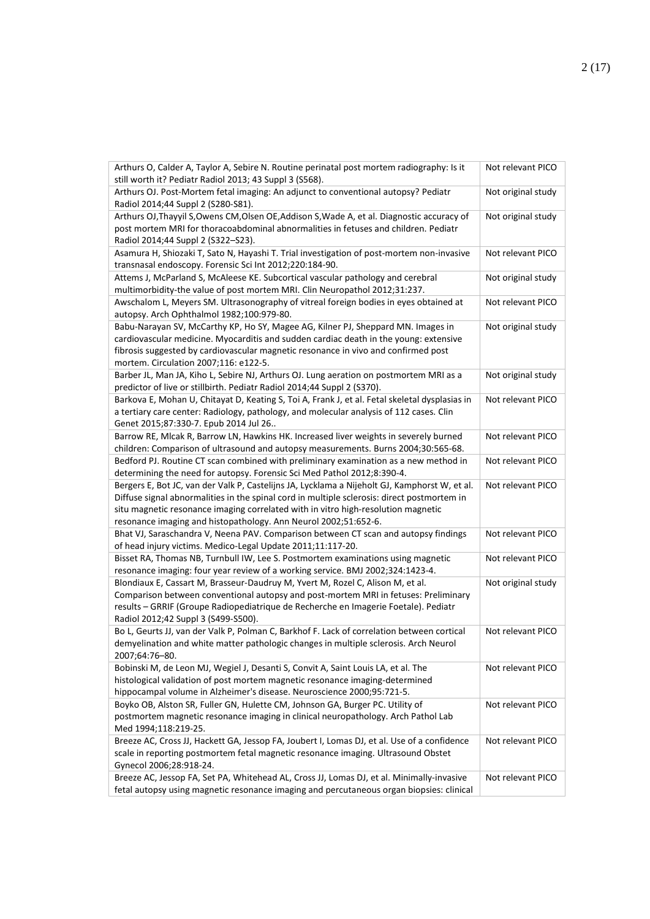| | |
|---|---|
| Arthurs O, Calder A, Taylor A, Sebire N. Routine perinatal post mortem radiography: Is it still worth it? Pediatr Radiol 2013; 43 Suppl 3 (S568). | Not relevant PICO |
| Arthurs OJ. Post-Mortem fetal imaging: An adjunct to conventional autopsy? Pediatr Radiol 2014;44 Suppl 2 (S280-S81). | Not original study |
| Arthurs OJ,Thayyil S,Owens CM,Olsen OE,Addison S,Wade A, et al. Diagnostic accuracy of post mortem MRI for thoracoabdominal abnormalities in fetuses and children. Pediatr Radiol 2014;44 Suppl 2 (S322–S23). | Not original study |
| Asamura H, Shiozaki T, Sato N, Hayashi T. Trial investigation of post-mortem non-invasive transnasal endoscopy. Forensic Sci Int 2012;220:184-90. | Not relevant PICO |
| Attems J, McParland S, McAleese KE. Subcortical vascular pathology and cerebral multimorbidity-the value of post mortem MRI. Clin Neuropathol 2012;31:237. | Not original study |
| Awschalom L, Meyers SM. Ultrasonography of vitreal foreign bodies in eyes obtained at autopsy. Arch Ophthalmol 1982;100:979-80. | Not relevant PICO |
| Babu-Narayan SV, McCarthy KP, Ho SY, Magee AG, Kilner PJ, Sheppard MN. Images in cardiovascular medicine. Myocarditis and sudden cardiac death in the young: extensive fibrosis suggested by cardiovascular magnetic resonance in vivo and confirmed post mortem. Circulation 2007;116: e122-5. | Not original study |
| Barber JL, Man JA, Kiho L, Sebire NJ, Arthurs OJ. Lung aeration on postmortem MRI as a predictor of live or stillbirth. Pediatr Radiol 2014;44 Suppl 2 (S370). | Not original study |
| Barkova E, Mohan U, Chitayat D, Keating S, Toi A, Frank J, et al. Fetal skeletal dysplasias in a tertiary care center: Radiology, pathology, and molecular analysis of 112 cases. Clin Genet 2015;87:330-7. Epub 2014 Jul 26.. | Not relevant PICO |
| Barrow RE, Mlcak R, Barrow LN, Hawkins HK. Increased liver weights in severely burned children: Comparison of ultrasound and autopsy measurements. Burns 2004;30:565-68. | Not relevant PICO |
| Bedford PJ. Routine CT scan combined with preliminary examination as a new method in determining the need for autopsy. Forensic Sci Med Pathol 2012;8:390-4. | Not relevant PICO |
| Bergers E, Bot JC, van der Valk P, Castelijns JA, Lycklama a Nijeholt GJ, Kamphorst W, et al. Diffuse signal abnormalities in the spinal cord in multiple sclerosis: direct postmortem in situ magnetic resonance imaging correlated with in vitro high-resolution magnetic resonance imaging and histopathology. Ann Neurol 2002;51:652-6. | Not relevant PICO |
| Bhat VJ, Saraschandra V, Neena PAV. Comparison between CT scan and autopsy findings of head injury victims. Medico-Legal Update 2011;11:117-20. | Not relevant PICO |
| Bisset RA, Thomas NB, Turnbull IW, Lee S. Postmortem examinations using magnetic resonance imaging: four year review of a working service. BMJ 2002;324:1423-4. | Not relevant PICO |
| Blondiaux E, Cassart M, Brasseur-Daudruy M, Yvert M, Rozel C, Alison M, et al. Comparison between conventional autopsy and post-mortem MRI in fetuses: Preliminary results – GRRIF (Groupe Radiopediatrique de Recherche en Imagerie Foetale). Pediatr Radiol 2012;42 Suppl 3 (S499-S500). | Not original study |
| Bo L, Geurts JJ, van der Valk P, Polman C, Barkhof F. Lack of correlation between cortical demyelination and white matter pathologic changes in multiple sclerosis. Arch Neurol 2007;64:76–80. | Not relevant PICO |
| Bobinski M, de Leon MJ, Wegiel J, Desanti S, Convit A, Saint Louis LA, et al. The histological validation of post mortem magnetic resonance imaging-determined hippocampal volume in Alzheimer's disease. Neuroscience 2000;95:721-5. | Not relevant PICO |
| Boyko OB, Alston SR, Fuller GN, Hulette CM, Johnson GA, Burger PC. Utility of postmortem magnetic resonance imaging in clinical neuropathology. Arch Pathol Lab Med 1994;118:219-25. | Not relevant PICO |
| Breeze AC, Cross JJ, Hackett GA, Jessop FA, Joubert I, Lomas DJ, et al. Use of a confidence scale in reporting postmortem fetal magnetic resonance imaging. Ultrasound Obstet Gynecol 2006;28:918-24. | Not relevant PICO |
| Breeze AC, Jessop FA, Set PA, Whitehead AL, Cross JJ, Lomas DJ, et al. Minimally-invasive fetal autopsy using magnetic resonance imaging and percutaneous organ biopsies: clinical | Not relevant PICO |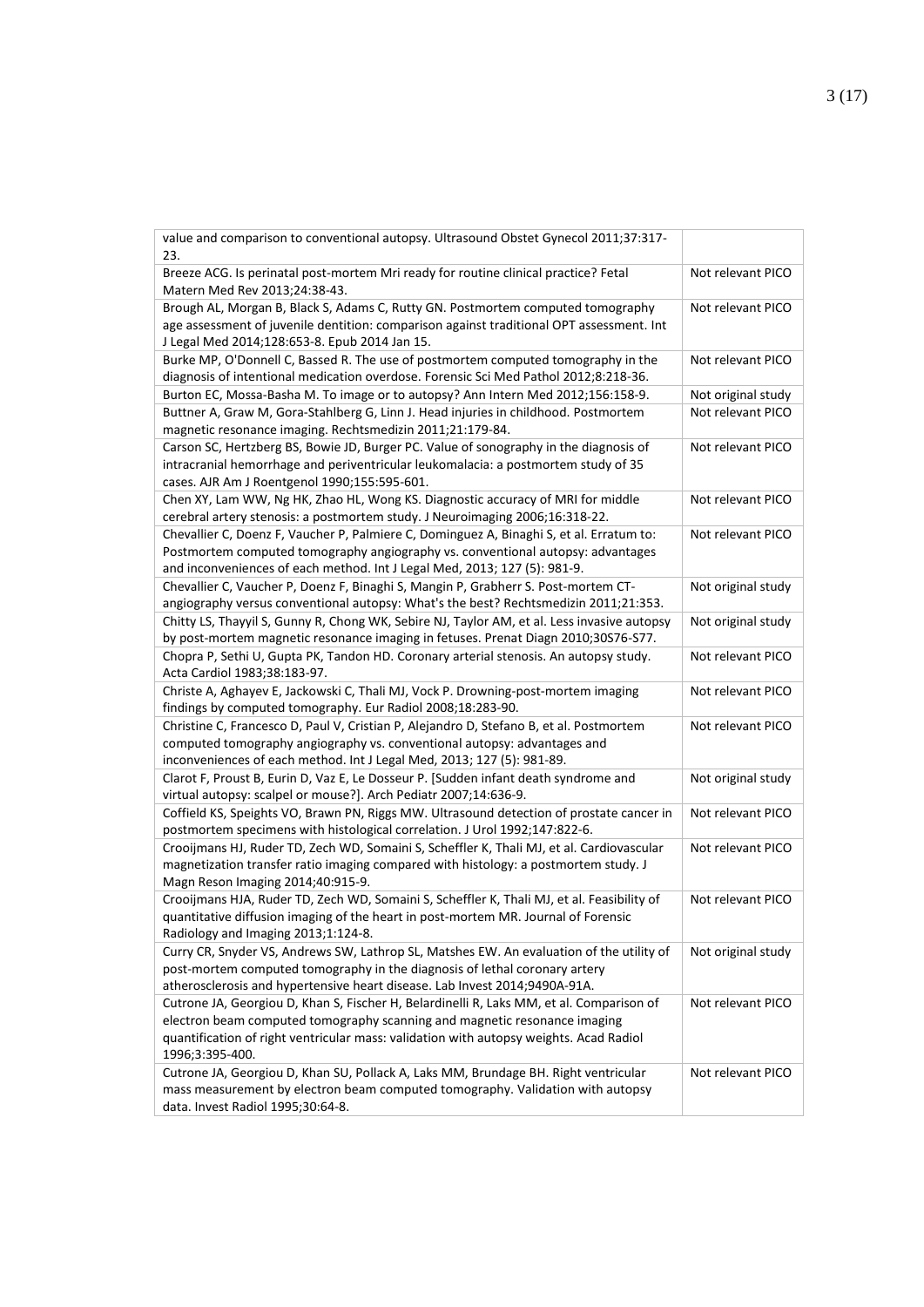| | |
|---|---|
| value and comparison to conventional autopsy. Ultrasound Obstet Gynecol 2011;37:317-23. | |
| Breeze ACG. Is perinatal post-mortem Mri ready for routine clinical practice? Fetal Matern Med Rev 2013;24:38-43. | Not relevant PICO |
| Brough AL, Morgan B, Black S, Adams C, Rutty GN. Postmortem computed tomography age assessment of juvenile dentition: comparison against traditional OPT assessment. Int J Legal Med 2014;128:653-8. Epub 2014 Jan 15. | Not relevant PICO |
| Burke MP, O'Donnell C, Bassed R. The use of postmortem computed tomography in the diagnosis of intentional medication overdose. Forensic Sci Med Pathol 2012;8:218-36. | Not relevant PICO |
| Burton EC, Mossa-Basha M. To image or to autopsy? Ann Intern Med 2012;156:158-9. | Not original study |
| Buttner A, Graw M, Gora-Stahlberg G, Linn J. Head injuries in childhood. Postmortem magnetic resonance imaging. Rechtsmedizin 2011;21:179-84. | Not relevant PICO |
| Carson SC, Hertzberg BS, Bowie JD, Burger PC. Value of sonography in the diagnosis of intracranial hemorrhage and periventricular leukomalacia: a postmortem study of 35 cases. AJR Am J Roentgenol 1990;155:595-601. | Not relevant PICO |
| Chen XY, Lam WW, Ng HK, Zhao HL, Wong KS. Diagnostic accuracy of MRI for middle cerebral artery stenosis: a postmortem study. J Neuroimaging 2006;16:318-22. | Not relevant PICO |
| Chevallier C, Doenz F, Vaucher P, Palmiere C, Dominguez A, Binaghi S, et al. Erratum to: Postmortem computed tomography angiography vs. conventional autopsy: advantages and inconveniences of each method. Int J Legal Med, 2013; 127 (5): 981-9. | Not relevant PICO |
| Chevallier C, Vaucher P, Doenz F, Binaghi S, Mangin P, Grabherr S. Post-mortem CT-angiography versus conventional autopsy: What's the best? Rechtsmedizin 2011;21:353. | Not original study |
| Chitty LS, Thayyil S, Gunny R, Chong WK, Sebire NJ, Taylor AM, et al. Less invasive autopsy by post-mortem magnetic resonance imaging in fetuses. Prenat Diagn 2010;30S76-S77. | Not original study |
| Chopra P, Sethi U, Gupta PK, Tandon HD. Coronary arterial stenosis. An autopsy study. Acta Cardiol 1983;38:183-97. | Not relevant PICO |
| Christe A, Aghayev E, Jackowski C, Thali MJ, Vock P. Drowning-post-mortem imaging findings by computed tomography. Eur Radiol 2008;18:283-90. | Not relevant PICO |
| Christine C, Francesco D, Paul V, Cristian P, Alejandro D, Stefano B, et al. Postmortem computed tomography angiography vs. conventional autopsy: advantages and inconveniences of each method. Int J Legal Med, 2013; 127 (5): 981-89. | Not relevant PICO |
| Clarot F, Proust B, Eurin D, Vaz E, Le Dosseur P. [Sudden infant death syndrome and virtual autopsy: scalpel or mouse?]. Arch Pediatr 2007;14:636-9. | Not original study |
| Coffield KS, Speights VO, Brawn PN, Riggs MW. Ultrasound detection of prostate cancer in postmortem specimens with histological correlation. J Urol 1992;147:822-6. | Not relevant PICO |
| Crooijmans HJ, Ruder TD, Zech WD, Somaini S, Scheffler K, Thali MJ, et al. Cardiovascular magnetization transfer ratio imaging compared with histology: a postmortem study. J Magn Reson Imaging 2014;40:915-9. | Not relevant PICO |
| Crooijmans HJA, Ruder TD, Zech WD, Somaini S, Scheffler K, Thali MJ, et al. Feasibility of quantitative diffusion imaging of the heart in post-mortem MR. Journal of Forensic Radiology and Imaging 2013;1:124-8. | Not relevant PICO |
| Curry CR, Snyder VS, Andrews SW, Lathrop SL, Matshes EW. An evaluation of the utility of post-mortem computed tomography in the diagnosis of lethal coronary artery atherosclerosis and hypertensive heart disease. Lab Invest 2014;9490A-91A. | Not original study |
| Cutrone JA, Georgiou D, Khan S, Fischer H, Belardinelli R, Laks MM, et al. Comparison of electron beam computed tomography scanning and magnetic resonance imaging quantification of right ventricular mass: validation with autopsy weights. Acad Radiol 1996;3:395-400. | Not relevant PICO |
| Cutrone JA, Georgiou D, Khan SU, Pollack A, Laks MM, Brundage BH. Right ventricular mass measurement by electron beam computed tomography. Validation with autopsy data. Invest Radiol 1995;30:64-8. | Not relevant PICO |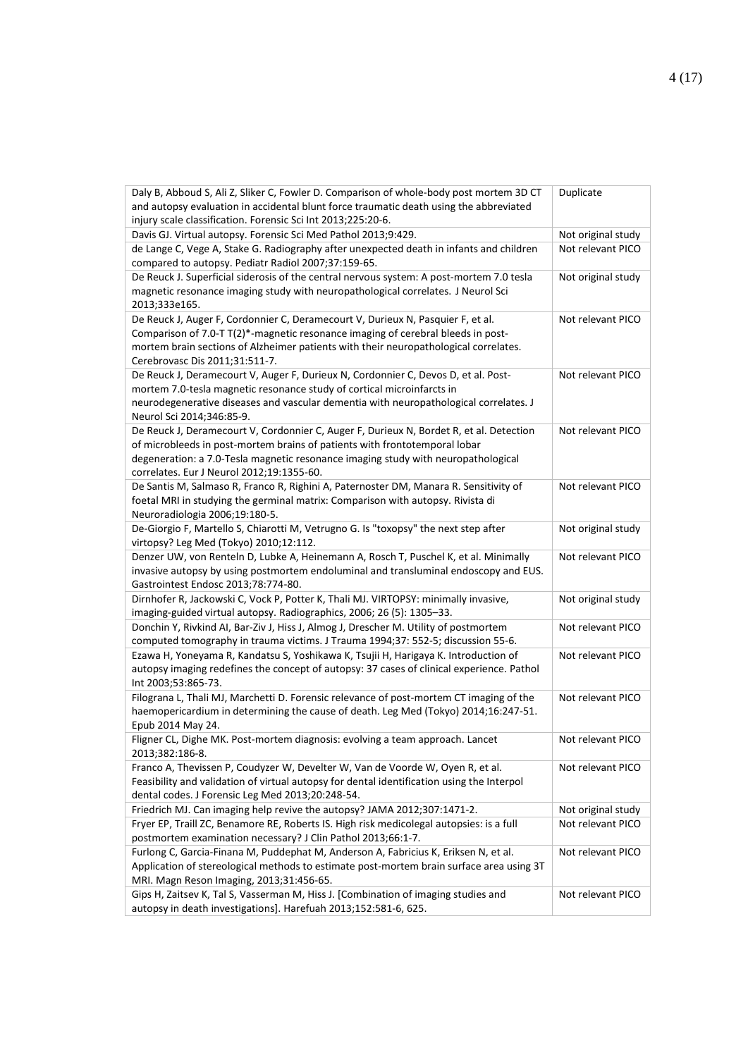| | |
|---|---|
| Daly B, Abboud S, Ali Z, Sliker C, Fowler D. Comparison of whole-body post mortem 3D CT and autopsy evaluation in accidental blunt force traumatic death using the abbreviated injury scale classification. Forensic Sci Int 2013;225:20-6. | Duplicate |
| Davis GJ. Virtual autopsy. Forensic Sci Med Pathol 2013;9:429. | Not original study |
| de Lange C, Vege A, Stake G. Radiography after unexpected death in infants and children compared to autopsy. Pediatr Radiol 2007;37:159-65. | Not relevant PICO |
| De Reuck J. Superficial siderosis of the central nervous system: A post-mortem 7.0 tesla magnetic resonance imaging study with neuropathological correlates. J Neurol Sci 2013;333e165. | Not original study |
| De Reuck J, Auger F, Cordonnier C, Deramecourt V, Durieux N, Pasquier F, et al. Comparison of 7.0-T T(2)*-magnetic resonance imaging of cerebral bleeds in post-mortem brain sections of Alzheimer patients with their neuropathological correlates. Cerebrovasc Dis 2011;31:511-7. | Not relevant PICO |
| De Reuck J, Deramecourt V, Auger F, Durieux N, Cordonnier C, Devos D, et al. Post-mortem 7.0-tesla magnetic resonance study of cortical microinfarcts in neurodegenerative diseases and vascular dementia with neuropathological correlates. J Neurol Sci 2014;346:85-9. | Not relevant PICO |
| De Reuck J, Deramecourt V, Cordonnier C, Auger F, Durieux N, Bordet R, et al. Detection of microbleeds in post-mortem brains of patients with frontotemporal lobar degeneration: a 7.0-Tesla magnetic resonance imaging study with neuropathological correlates. Eur J Neurol 2012;19:1355-60. | Not relevant PICO |
| De Santis M, Salmaso R, Franco R, Righini A, Paternoster DM, Manara R. Sensitivity of foetal MRI in studying the germinal matrix: Comparison with autopsy. Rivista di Neuroradiologia 2006;19:180-5. | Not relevant PICO |
| De-Giorgio F, Martello S, Chiarotti M, Vetrugno G. Is "toxopsy" the next step after virtopsy? Leg Med (Tokyo) 2010;12:112. | Not original study |
| Denzer UW, von Renteln D, Lubke A, Heinemann A, Rosch T, Puschel K, et al. Minimally invasive autopsy by using postmortem endoluminal and transluminal endoscopy and EUS. Gastrointest Endosc 2013;78:774-80. | Not relevant PICO |
| Dirnhofer R, Jackowski C, Vock P, Potter K, Thali MJ. VIRTOPSY: minimally invasive, imaging-guided virtual autopsy. Radiographics, 2006; 26 (5): 1305–33. | Not original study |
| Donchin Y, Rivkind AI, Bar-Ziv J, Hiss J, Almog J, Drescher M. Utility of postmortem computed tomography in trauma victims. J Trauma 1994;37: 552-5; discussion 55-6. | Not relevant PICO |
| Ezawa H, Yoneyama R, Kandatsu S, Yoshikawa K, Tsujii H, Harigaya K. Introduction of autopsy imaging redefines the concept of autopsy: 37 cases of clinical experience. Pathol Int 2003;53:865-73. | Not relevant PICO |
| Filograna L, Thali MJ, Marchetti D. Forensic relevance of post-mortem CT imaging of the haemopericardium in determining the cause of death. Leg Med (Tokyo) 2014;16:247-51. Epub 2014 May 24. | Not relevant PICO |
| Fligner CL, Dighe MK. Post-mortem diagnosis: evolving a team approach. Lancet 2013;382:186-8. | Not relevant PICO |
| Franco A, Thevissen P, Coudyzer W, Develter W, Van de Voorde W, Oyen R, et al. Feasibility and validation of virtual autopsy for dental identification using the Interpol dental codes. J Forensic Leg Med 2013;20:248-54. | Not relevant PICO |
| Friedrich MJ. Can imaging help revive the autopsy? JAMA 2012;307:1471-2. | Not original study |
| Fryer EP, Traill ZC, Benamore RE, Roberts IS. High risk medicolegal autopsies: is a full postmortem examination necessary? J Clin Pathol 2013;66:1-7. | Not relevant PICO |
| Furlong C, Garcia-Finana M, Puddephat M, Anderson A, Fabricius K, Eriksen N, et al. Application of stereological methods to estimate post-mortem brain surface area using 3T MRI. Magn Reson Imaging, 2013;31:456-65. | Not relevant PICO |
| Gips H, Zaitsev K, Tal S, Vasserman M, Hiss J. [Combination of imaging studies and autopsy in death investigations]. Harefuah 2013;152:581-6, 625. | Not relevant PICO |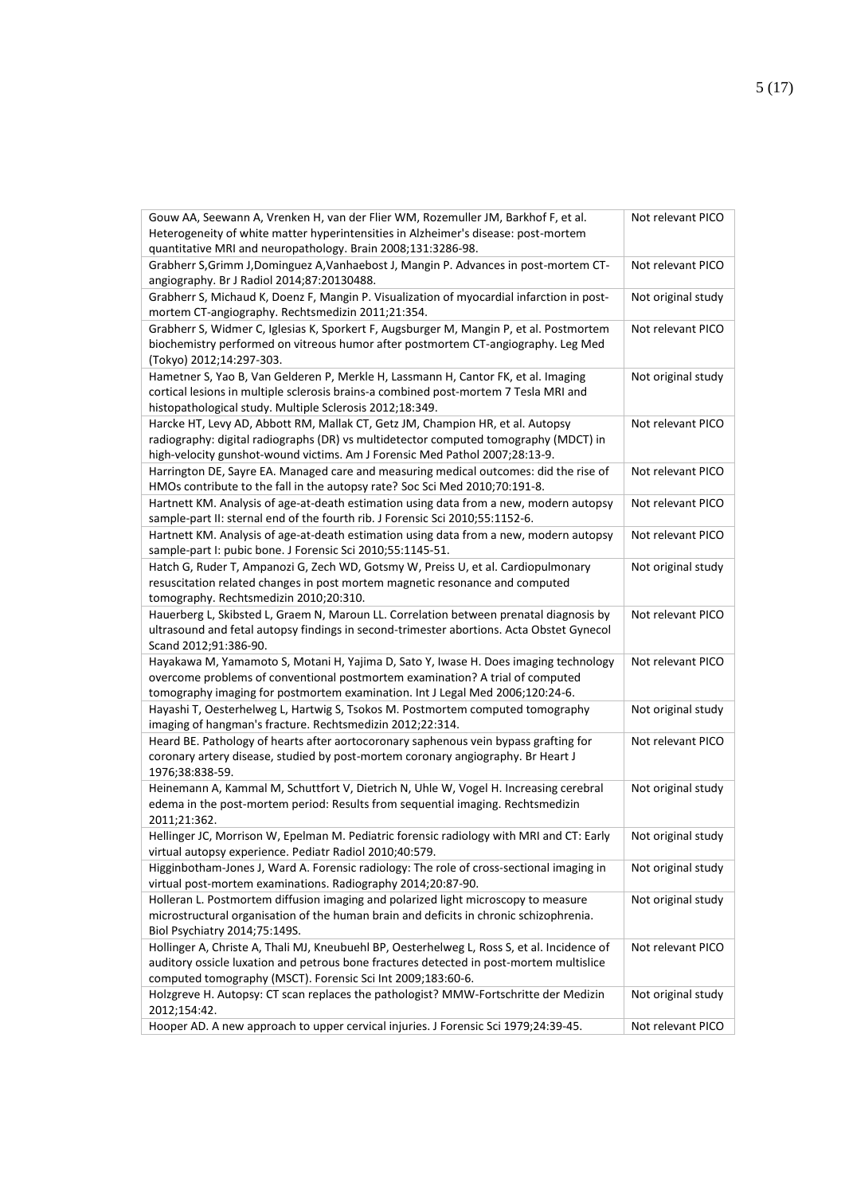| | |
|---|---|
| Gouw AA, Seewann A, Vrenken H, van der Flier WM, Rozemuller JM, Barkhof F, et al. Heterogeneity of white matter hyperintensities in Alzheimer's disease: post-mortem quantitative MRI and neuropathology. Brain 2008;131:3286-98. | Not relevant PICO |
| Grabherr S,Grimm J,Dominguez A,Vanhaebost J, Mangin P. Advances in post-mortem CT-angiography. Br J Radiol 2014;87:20130488. | Not relevant PICO |
| Grabherr S, Michaud K, Doenz F, Mangin P. Visualization of myocardial infarction in post-mortem CT-angiography. Rechtsmedizin 2011;21:354. | Not original study |
| Grabherr S, Widmer C, Iglesias K, Sporkert F, Augsburger M, Mangin P, et al. Postmortem biochemistry performed on vitreous humor after postmortem CT-angiography. Leg Med (Tokyo) 2012;14:297-303. | Not relevant PICO |
| Hametner S, Yao B, Van Gelderen P, Merkle H, Lassmann H, Cantor FK, et al. Imaging cortical lesions in multiple sclerosis brains-a combined post-mortem 7 Tesla MRI and histopathological study. Multiple Sclerosis 2012;18:349. | Not original study |
| Harcke HT, Levy AD, Abbott RM, Mallak CT, Getz JM, Champion HR, et al. Autopsy radiography: digital radiographs (DR) vs multidetector computed tomography (MDCT) in high-velocity gunshot-wound victims. Am J Forensic Med Pathol 2007;28:13-9. | Not relevant PICO |
| Harrington DE, Sayre EA. Managed care and measuring medical outcomes: did the rise of HMOs contribute to the fall in the autopsy rate? Soc Sci Med 2010;70:191-8. | Not relevant PICO |
| Hartnett KM. Analysis of age-at-death estimation using data from a new, modern autopsy sample-part II: sternal end of the fourth rib. J Forensic Sci 2010;55:1152-6. | Not relevant PICO |
| Hartnett KM. Analysis of age-at-death estimation using data from a new, modern autopsy sample-part I: pubic bone. J Forensic Sci 2010;55:1145-51. | Not relevant PICO |
| Hatch G, Ruder T, Ampanozi G, Zech WD, Gotsmy W, Preiss U, et al. Cardiopulmonary resuscitation related changes in post mortem magnetic resonance and computed tomography. Rechtsmedizin 2010;20:310. | Not original study |
| Hauerberg L, Skibsted L, Graem N, Maroun LL. Correlation between prenatal diagnosis by ultrasound and fetal autopsy findings in second-trimester abortions. Acta Obstet Gynecol Scand 2012;91:386-90. | Not relevant PICO |
| Hayakawa M, Yamamoto S, Motani H, Yajima D, Sato Y, Iwase H. Does imaging technology overcome problems of conventional postmortem examination? A trial of computed tomography imaging for postmortem examination. Int J Legal Med 2006;120:24-6. | Not relevant PICO |
| Hayashi T, Oesterhelweg L, Hartwig S, Tsokos M. Postmortem computed tomography imaging of hangman's fracture. Rechtsmedizin 2012;22:314. | Not original study |
| Heard BE. Pathology of hearts after aortocoronary saphenous vein bypass grafting for coronary artery disease, studied by post-mortem coronary angiography. Br Heart J 1976;38:838-59. | Not relevant PICO |
| Heinemann A, Kammal M, Schuttfort V, Dietrich N, Uhle W, Vogel H. Increasing cerebral edema in the post-mortem period: Results from sequential imaging. Rechtsmedizin 2011;21:362. | Not original study |
| Hellinger JC, Morrison W, Epelman M. Pediatric forensic radiology with MRI and CT: Early virtual autopsy experience. Pediatr Radiol 2010;40:579. | Not original study |
| Higginbotham-Jones J, Ward A. Forensic radiology: The role of cross-sectional imaging in virtual post-mortem examinations. Radiography 2014;20:87-90. | Not original study |
| Holleran L. Postmortem diffusion imaging and polarized light microscopy to measure microstructural organisation of the human brain and deficits in chronic schizophrenia. Biol Psychiatry 2014;75:149S. | Not original study |
| Hollinger A, Christe A, Thali MJ, Kneubuehl BP, Oesterhelweg L, Ross S, et al. Incidence of auditory ossicle luxation and petrous bone fractures detected in post-mortem multislice computed tomography (MSCT). Forensic Sci Int 2009;183:60-6. | Not relevant PICO |
| Holzgreve H. Autopsy: CT scan replaces the pathologist? MMW-Fortschritte der Medizin 2012;154:42. | Not original study |
| Hooper AD. A new approach to upper cervical injuries. J Forensic Sci 1979;24:39-45. | Not relevant PICO |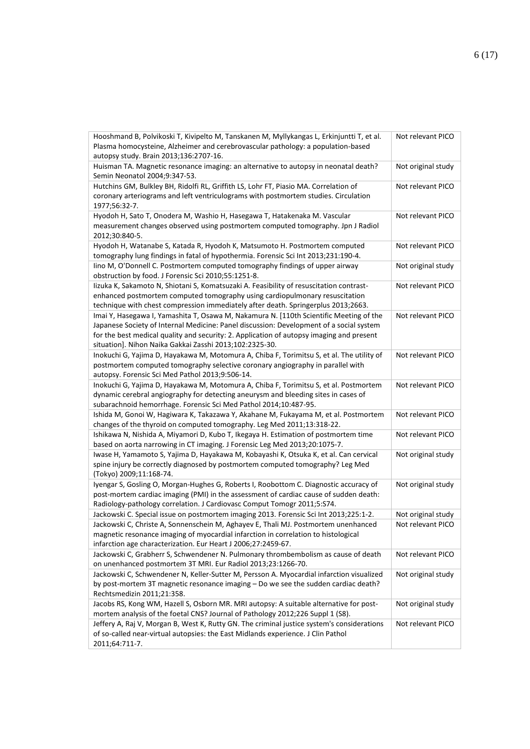| | |
|---|---|
| Hooshmand B, Polvikoski T, Kivipelto M, Tanskanen M, Myllykangas L, Erkinjuntti T, et al. Plasma homocysteine, Alzheimer and cerebrovascular pathology: a population-based autopsy study. Brain 2013;136:2707-16. | Not relevant PICO |
| Huisman TA. Magnetic resonance imaging: an alternative to autopsy in neonatal death? Semin Neonatol 2004;9:347-53. | Not original study |
| Hutchins GM, Bulkley BH, Ridolfi RL, Griffith LS, Lohr FT, Piasio MA. Correlation of coronary arteriograms and left ventriculograms with postmortem studies. Circulation 1977;56:32-7. | Not relevant PICO |
| Hyodoh H, Sato T, Onodera M, Washio H, Hasegawa T, Hatakenaka M. Vascular measurement changes observed using postmortem computed tomography. Jpn J Radiol 2012;30:840-5. | Not relevant PICO |
| Hyodoh H, Watanabe S, Katada R, Hyodoh K, Matsumoto H. Postmortem computed tomography lung findings in fatal of hypothermia. Forensic Sci Int 2013;231:190-4. | Not relevant PICO |
| Iino M, O'Donnell C. Postmortem computed tomography findings of upper airway obstruction by food. J Forensic Sci 2010;55:1251-8. | Not original study |
| Iizuka K, Sakamoto N, Shiotani S, Komatsuzaki A. Feasibility of resuscitation contrast-enhanced postmortem computed tomography using cardiopulmonary resuscitation technique with chest compression immediately after death. Springerplus 2013;2663. | Not relevant PICO |
| Imai Y, Hasegawa I, Yamashita T, Osawa M, Nakamura N. [110th Scientific Meeting of the Japanese Society of Internal Medicine: Panel discussion: Development of a social system for the best medical quality and security: 2. Application of autopsy imaging and present situation]. Nihon Naika Gakkai Zasshi 2013;102:2325-30. | Not relevant PICO |
| Inokuchi G, Yajima D, Hayakawa M, Motomura A, Chiba F, Torimitsu S, et al. The utility of postmortem computed tomography selective coronary angiography in parallel with autopsy. Forensic Sci Med Pathol 2013;9:506-14. | Not relevant PICO |
| Inokuchi G, Yajima D, Hayakawa M, Motomura A, Chiba F, Torimitsu S, et al. Postmortem dynamic cerebral angiography for detecting aneurysm and bleeding sites in cases of subarachnoid hemorrhage. Forensic Sci Med Pathol 2014;10:487-95. | Not relevant PICO |
| Ishida M, Gonoi W, Hagiwara K, Takazawa Y, Akahane M, Fukayama M, et al. Postmortem changes of the thyroid on computed tomography. Leg Med 2011;13:318-22. | Not relevant PICO |
| Ishikawa N, Nishida A, Miyamori D, Kubo T, Ikegaya H. Estimation of postmortem time based on aorta narrowing in CT imaging. J Forensic Leg Med 2013;20:1075-7. | Not relevant PICO |
| Iwase H, Yamamoto S, Yajima D, Hayakawa M, Kobayashi K, Otsuka K, et al. Can cervical spine injury be correctly diagnosed by postmortem computed tomography? Leg Med (Tokyo) 2009;11:168-74. | Not original study |
| Iyengar S, Gosling O, Morgan-Hughes G, Roberts I, Roobottom C. Diagnostic accuracy of post-mortem cardiac imaging (PMI) in the assessment of cardiac cause of sudden death: Radiology-pathology correlation. J Cardiovasc Comput Tomogr 2011;5:S74. | Not original study |
| Jackowski C. Special issue on postmortem imaging 2013. Forensic Sci Int 2013;225:1-2. | Not original study |
| Jackowski C, Christe A, Sonnenschein M, Aghayev E, Thali MJ. Postmortem unenhanced magnetic resonance imaging of myocardial infarction in correlation to histological infarction age characterization. Eur Heart J 2006;27:2459-67. | Not relevant PICO |
| Jackowski C, Grabherr S, Schwendener N. Pulmonary thrombembolism as cause of death on unenhanced postmortem 3T MRI. Eur Radiol 2013;23:1266-70. | Not relevant PICO |
| Jackowski C, Schwendener N, Keller-Sutter M, Persson A. Myocardial infarction visualized by post-mortem 3T magnetic resonance imaging – Do we see the sudden cardiac death? Rechtsmedizin 2011;21:358. | Not original study |
| Jacobs RS, Kong WM, Hazell S, Osborn MR. MRI autopsy: A suitable alternative for post-mortem analysis of the foetal CNS? Journal of Pathology 2012;226 Suppl 1 (S8). | Not original study |
| Jeffery A, Raj V, Morgan B, West K, Rutty GN. The criminal justice system's considerations of so-called near-virtual autopsies: the East Midlands experience. J Clin Pathol 2011;64:711-7. | Not relevant PICO |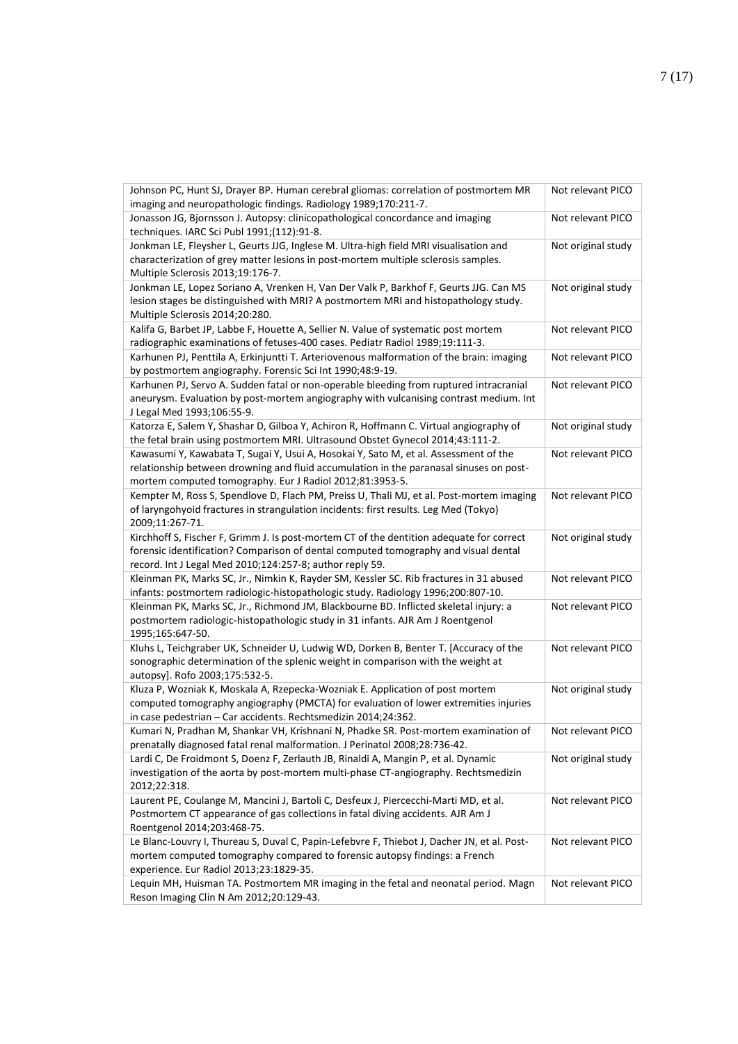| | |
|---|---|
| Johnson PC, Hunt SJ, Drayer BP. Human cerebral gliomas: correlation of postmortem MR imaging and neuropathologic findings. Radiology 1989;170:211-7. | Not relevant PICO |
| Jonasson JG, Bjornsson J. Autopsy: clinicopathological concordance and imaging techniques. IARC Sci Publ 1991;(112):91-8. | Not relevant PICO |
| Jonkman LE, Fleysher L, Geurts JJG, Inglese M. Ultra-high field MRI visualisation and characterization of grey matter lesions in post-mortem multiple sclerosis samples. Multiple Sclerosis 2013;19:176-7. | Not original study |
| Jonkman LE, Lopez Soriano A, Vrenken H, Van Der Valk P, Barkhof F, Geurts JJG. Can MS lesion stages be distinguished with MRI? A postmortem MRI and histopathology study. Multiple Sclerosis 2014;20:280. | Not original study |
| Kalifa G, Barbet JP, Labbe F, Houette A, Sellier N. Value of systematic post mortem radiographic examinations of fetuses-400 cases. Pediatr Radiol 1989;19:111-3. | Not relevant PICO |
| Karhunen PJ, Penttila A, Erkinjuntti T. Arteriovenous malformation of the brain: imaging by postmortem angiography. Forensic Sci Int 1990;48:9-19. | Not relevant PICO |
| Karhunen PJ, Servo A. Sudden fatal or non-operable bleeding from ruptured intracranial aneurysm. Evaluation by post-mortem angiography with vulcanising contrast medium. Int J Legal Med 1993;106:55-9. | Not relevant PICO |
| Katorza E, Salem Y, Shashar D, Gilboa Y, Achiron R, Hoffmann C. Virtual angiography of the fetal brain using postmortem MRI. Ultrasound Obstet Gynecol 2014;43:111-2. | Not original study |
| Kawasumi Y, Kawabata T, Sugai Y, Usui A, Hosokai Y, Sato M, et al. Assessment of the relationship between drowning and fluid accumulation in the paranasal sinuses on post-mortem computed tomography. Eur J Radiol 2012;81:3953-5. | Not relevant PICO |
| Kempter M, Ross S, Spendlove D, Flach PM, Preiss U, Thali MJ, et al. Post-mortem imaging of laryngohyoid fractures in strangulation incidents: first results. Leg Med (Tokyo) 2009;11:267-71. | Not relevant PICO |
| Kirchhoff S, Fischer F, Grimm J. Is post-mortem CT of the dentition adequate for correct forensic identification? Comparison of dental computed tomography and visual dental record. Int J Legal Med 2010;124:257-8; author reply 59. | Not original study |
| Kleinman PK, Marks SC, Jr., Nimkin K, Rayder SM, Kessler SC. Rib fractures in 31 abused infants: postmortem radiologic-histopathologic study. Radiology 1996;200:807-10. | Not relevant PICO |
| Kleinman PK, Marks SC, Jr., Richmond JM, Blackbourne BD. Inflicted skeletal injury: a postmortem radiologic-histopathologic study in 31 infants. AJR Am J Roentgenol 1995;165:647-50. | Not relevant PICO |
| Kluhs L, Teichgraber UK, Schneider U, Ludwig WD, Dorken B, Benter T. [Accuracy of the sonographic determination of the splenic weight in comparison with the weight at autopsy]. Rofo 2003;175:532-5. | Not relevant PICO |
| Kluza P, Wozniak K, Moskala A, Rzepecka-Wozniak E. Application of post mortem computed tomography angiography (PMCTA) for evaluation of lower extremities injuries in case pedestrian – Car accidents. Rechtsmedizin 2014;24:362. | Not original study |
| Kumari N, Pradhan M, Shankar VH, Krishnani N, Phadke SR. Post-mortem examination of prenatally diagnosed fatal renal malformation. J Perinatol 2008;28:736-42. | Not relevant PICO |
| Lardi C, De Froidmont S, Doenz F, Zerlauth JB, Rinaldi A, Mangin P, et al. Dynamic investigation of the aorta by post-mortem multi-phase CT-angiography. Rechtsmedizin 2012;22:318. | Not original study |
| Laurent PE, Coulange M, Mancini J, Bartoli C, Desfeux J, Piercecchi-Marti MD, et al. Postmortem CT appearance of gas collections in fatal diving accidents. AJR Am J Roentgenol 2014;203:468-75. | Not relevant PICO |
| Le Blanc-Louvry I, Thureau S, Duval C, Papin-Lefebvre F, Thiebot J, Dacher JN, et al. Post-mortem computed tomography compared to forensic autopsy findings: a French experience. Eur Radiol 2013;23:1829-35. | Not relevant PICO |
| Lequin MH, Huisman TA. Postmortem MR imaging in the fetal and neonatal period. Magn Reson Imaging Clin N Am 2012;20:129-43. | Not relevant PICO |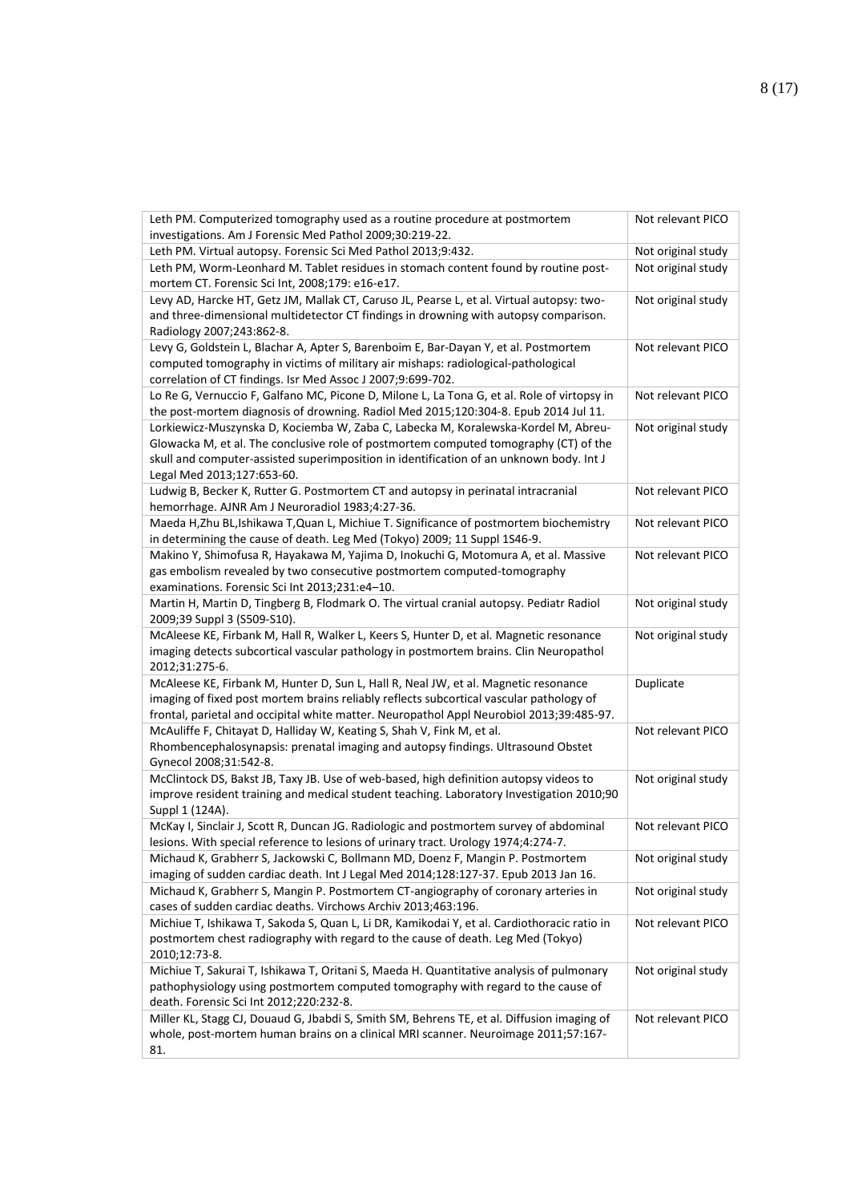| | |
|---|---|
| Leth PM. Computerized tomography used as a routine procedure at postmortem investigations. Am J Forensic Med Pathol 2009;30:219-22. | Not relevant PICO |
| Leth PM. Virtual autopsy. Forensic Sci Med Pathol 2013;9:432. | Not original study |
| Leth PM, Worm-Leonhard M. Tablet residues in stomach content found by routine post-mortem CT. Forensic Sci Int, 2008;179: e16-e17. | Not original study |
| Levy AD, Harcke HT, Getz JM, Mallak CT, Caruso JL, Pearse L, et al. Virtual autopsy: two- and three-dimensional multidetector CT findings in drowning with autopsy comparison. Radiology 2007;243:862-8. | Not original study |
| Levy G, Goldstein L, Blachar A, Apter S, Barenboim E, Bar-Dayan Y, et al. Postmortem computed tomography in victims of military air mishaps: radiological-pathological correlation of CT findings. Isr Med Assoc J 2007;9:699-702. | Not relevant PICO |
| Lo Re G, Vernuccio F, Galfano MC, Picone D, Milone L, La Tona G, et al. Role of virtopsy in the post-mortem diagnosis of drowning. Radiol Med 2015;120:304-8. Epub 2014 Jul 11. | Not relevant PICO |
| Lorkiewicz-Muszynska D, Kociemba W, Zaba C, Labecka M, Koralewska-Kordel M, Abreu-Glowacka M, et al. The conclusive role of postmortem computed tomography (CT) of the skull and computer-assisted superimposition in identification of an unknown body. Int J Legal Med 2013;127:653-60. | Not original study |
| Ludwig B, Becker K, Rutter G. Postmortem CT and autopsy in perinatal intracranial hemorrhage. AJNR Am J Neuroradiol 1983;4:27-36. | Not relevant PICO |
| Maeda H,Zhu BL,Ishikawa T,Quan L, Michiue T. Significance of postmortem biochemistry in determining the cause of death. Leg Med (Tokyo) 2009; 11 Suppl 1S46-9. | Not relevant PICO |
| Makino Y, Shimofusa R, Hayakawa M, Yajima D, Inokuchi G, Motomura A, et al. Massive gas embolism revealed by two consecutive postmortem computed-tomography examinations. Forensic Sci Int 2013;231:e4–10. | Not relevant PICO |
| Martin H, Martin D, Tingberg B, Flodmark O. The virtual cranial autopsy. Pediatr Radiol 2009;39 Suppl 3 (S509-S10). | Not original study |
| McAleese KE, Firbank M, Hall R, Walker L, Keers S, Hunter D, et al. Magnetic resonance imaging detects subcortical vascular pathology in postmortem brains. Clin Neuropathol 2012;31:275-6. | Not original study |
| McAleese KE, Firbank M, Hunter D, Sun L, Hall R, Neal JW, et al. Magnetic resonance imaging of fixed post mortem brains reliably reflects subcortical vascular pathology of frontal, parietal and occipital white matter. Neuropathol Appl Neurobiol 2013;39:485-97. | Duplicate |
| McAuliffe F, Chitayat D, Halliday W, Keating S, Shah V, Fink M, et al. Rhombencephalosynapsis: prenatal imaging and autopsy findings. Ultrasound Obstet Gynecol 2008;31:542-8. | Not relevant PICO |
| McClintock DS, Bakst JB, Taxy JB. Use of web-based, high definition autopsy videos to improve resident training and medical student teaching. Laboratory Investigation 2010;90 Suppl 1 (124A). | Not original study |
| McKay I, Sinclair J, Scott R, Duncan JG. Radiologic and postmortem survey of abdominal lesions. With special reference to lesions of urinary tract. Urology 1974;4:274-7. | Not relevant PICO |
| Michaud K, Grabherr S, Jackowski C, Bollmann MD, Doenz F, Mangin P. Postmortem imaging of sudden cardiac death. Int J Legal Med 2014;128:127-37. Epub 2013 Jan 16. | Not original study |
| Michaud K, Grabherr S, Mangin P. Postmortem CT-angiography of coronary arteries in cases of sudden cardiac deaths. Virchows Archiv 2013;463:196. | Not original study |
| Michiue T, Ishikawa T, Sakoda S, Quan L, Li DR, Kamikodai Y, et al. Cardiothoracic ratio in postmortem chest radiography with regard to the cause of death. Leg Med (Tokyo) 2010;12:73-8. | Not relevant PICO |
| Michiue T, Sakurai T, Ishikawa T, Oritani S, Maeda H. Quantitative analysis of pulmonary pathophysiology using postmortem computed tomography with regard to the cause of death. Forensic Sci Int 2012;220:232-8. | Not original study |
| Miller KL, Stagg CJ, Douaud G, Jbabdi S, Smith SM, Behrens TE, et al. Diffusion imaging of whole, post-mortem human brains on a clinical MRI scanner. Neuroimage 2011;57:167-81. | Not relevant PICO |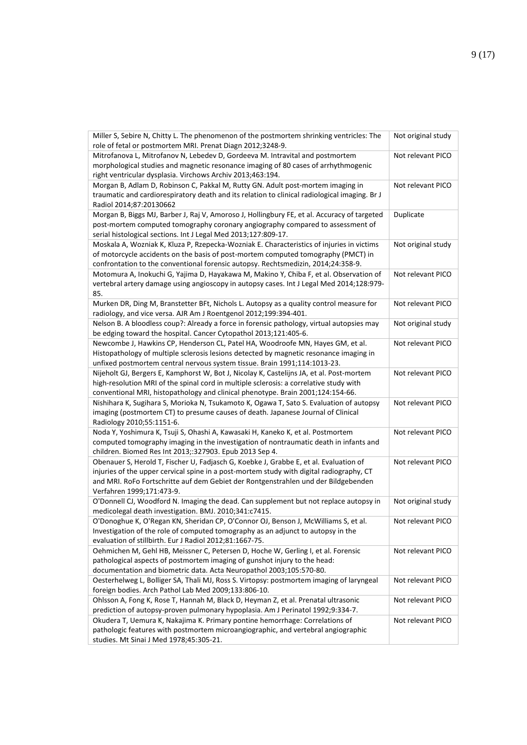| | |
|---|---|
| Miller S, Sebire N, Chitty L. The phenomenon of the postmortem shrinking ventricles: The role of fetal or postmortem MRI. Prenat Diagn 2012;3248-9. | Not original study |
| Mitrofanova L, Mitrofanov N, Lebedev D, Gordeeva M. Intravital and postmortem morphological studies and magnetic resonance imaging of 80 cases of arrhythmogenic right ventricular dysplasia. Virchows Archiv 2013;463:194. | Not relevant PICO |
| Morgan B, Adlam D, Robinson C, Pakkal M, Rutty GN. Adult post-mortem imaging in traumatic and cardiorespiratory death and its relation to clinical radiological imaging. Br J Radiol 2014;87:20130662 | Not relevant PICO |
| Morgan B, Biggs MJ, Barber J, Raj V, Amoroso J, Hollingbury FE, et al. Accuracy of targeted post-mortem computed tomography coronary angiography compared to assessment of serial histological sections. Int J Legal Med 2013;127:809-17. | Duplicate |
| Moskala A, Wozniak K, Kluza P, Rzepecka-Wozniak E. Characteristics of injuries in victims of motorcycle accidents on the basis of post-mortem computed tomography (PMCT) in confrontation to the conventional forensic autopsy. Rechtsmedizin, 2014;24:358-9. | Not original study |
| Motomura A, Inokuchi G, Yajima D, Hayakawa M, Makino Y, Chiba F, et al. Observation of vertebral artery damage using angioscopy in autopsy cases. Int J Legal Med 2014;128:979-85. | Not relevant PICO |
| Murken DR, Ding M, Branstetter BFt, Nichols L. Autopsy as a quality control measure for radiology, and vice versa. AJR Am J Roentgenol 2012;199:394-401. | Not relevant PICO |
| Nelson B. A bloodless coup?: Already a force in forensic pathology, virtual autopsies may be edging toward the hospital. Cancer Cytopathol 2013;121:405-6. | Not original study |
| Newcombe J, Hawkins CP, Henderson CL, Patel HA, Woodroofe MN, Hayes GM, et al. Histopathology of multiple sclerosis lesions detected by magnetic resonance imaging in unfixed postmortem central nervous system tissue. Brain 1991;114:1013-23. | Not relevant PICO |
| Nijeholt GJ, Bergers E, Kamphorst W, Bot J, Nicolay K, Castelijns JA, et al. Post-mortem high-resolution MRI of the spinal cord in multiple sclerosis: a correlative study with conventional MRI, histopathology and clinical phenotype. Brain 2001;124:154-66. | Not relevant PICO |
| Nishihara K, Sugihara S, Morioka N, Tsukamoto K, Ogawa T, Sato S. Evaluation of autopsy imaging (postmortem CT) to presume causes of death. Japanese Journal of Clinical Radiology 2010;55:1151-6. | Not relevant PICO |
| Noda Y, Yoshimura K, Tsuji S, Ohashi A, Kawasaki H, Kaneko K, et al. Postmortem computed tomography imaging in the investigation of nontraumatic death in infants and children. Biomed Res Int 2013;:327903. Epub 2013 Sep 4. | Not relevant PICO |
| Obenauer S, Herold T, Fischer U, Fadjasch G, Koebke J, Grabbe E, et al. Evaluation of injuries of the upper cervical spine in a post-mortem study with digital radiography, CT and MRI. RoFo Fortschritte auf dem Gebiet der Rontgenstrahlen und der Bildgebenden Verfahren 1999;171:473-9. | Not relevant PICO |
| O'Donnell CJ, Woodford N. Imaging the dead. Can supplement but not replace autopsy in medicolegal death investigation. BMJ. 2010;341:c7415. | Not original study |
| O'Donoghue K, O'Regan KN, Sheridan CP, O'Connor OJ, Benson J, McWilliams S, et al. Investigation of the role of computed tomography as an adjunct to autopsy in the evaluation of stillbirth. Eur J Radiol 2012;81:1667-75. | Not relevant PICO |
| Oehmichen M, Gehl HB, Meissner C, Petersen D, Hoche W, Gerling I, et al. Forensic pathological aspects of postmortem imaging of gunshot injury to the head: documentation and biometric data. Acta Neuropathol 2003;105:570-80. | Not relevant PICO |
| Oesterhelweg L, Bolliger SA, Thali MJ, Ross S. Virtopsy: postmortem imaging of laryngeal foreign bodies. Arch Pathol Lab Med 2009;133:806-10. | Not relevant PICO |
| Ohlsson A, Fong K, Rose T, Hannah M, Black D, Heyman Z, et al. Prenatal ultrasonic prediction of autopsy-proven pulmonary hypoplasia. Am J Perinatol 1992;9:334-7. | Not relevant PICO |
| Okudera T, Uemura K, Nakajima K. Primary pontine hemorrhage: Correlations of pathologic features with postmortem microangiographic, and vertebral angiographic studies. Mt Sinai J Med 1978;45:305-21. | Not relevant PICO |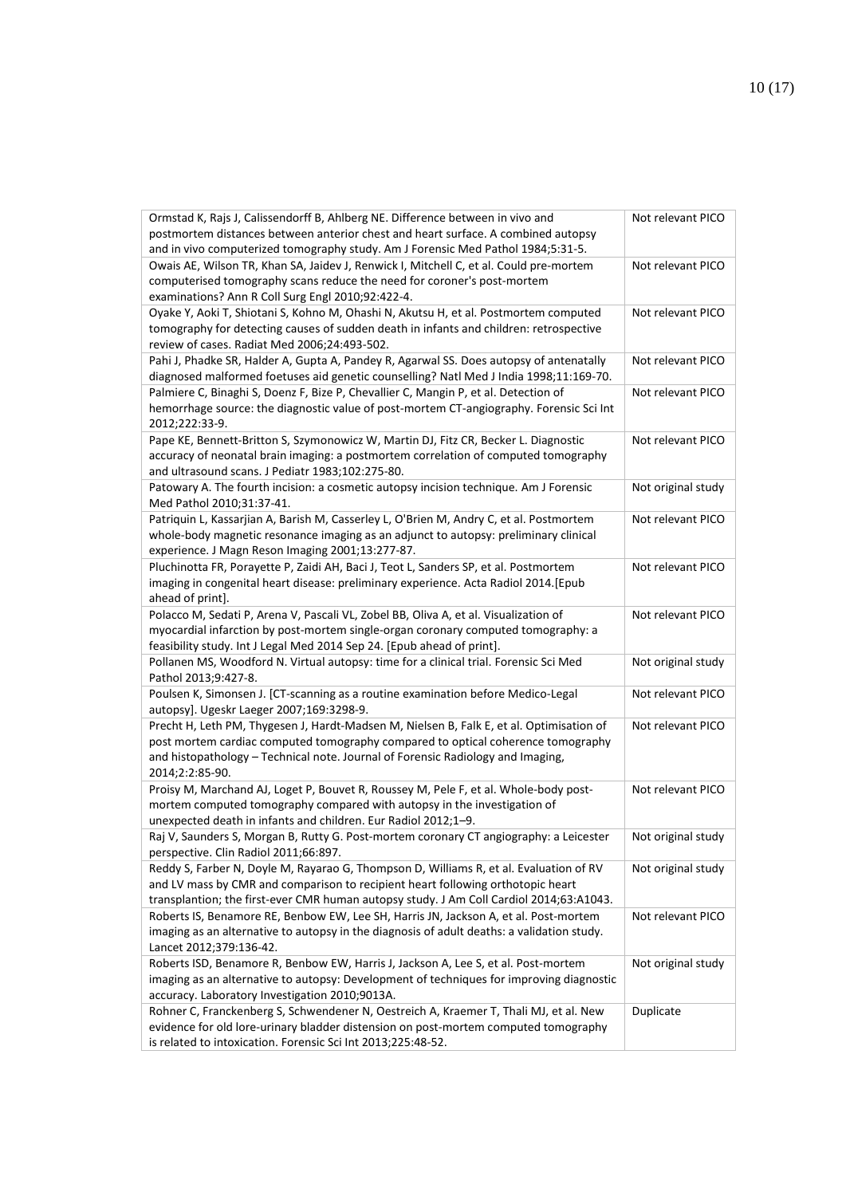| | |
|---|---|
| Ormstad K, Rajs J, Calissendorff B, Ahlberg NE. Difference between in vivo and postmortem distances between anterior chest and heart surface. A combined autopsy and in vivo computerized tomography study. Am J Forensic Med Pathol 1984;5:31-5. | Not relevant PICO |
| Owais AE, Wilson TR, Khan SA, Jaidev J, Renwick I, Mitchell C, et al. Could pre-mortem computerised tomography scans reduce the need for coroner's post-mortem examinations? Ann R Coll Surg Engl 2010;92:422-4. | Not relevant PICO |
| Oyake Y, Aoki T, Shiotani S, Kohno M, Ohashi N, Akutsu H, et al. Postmortem computed tomography for detecting causes of sudden death in infants and children: retrospective review of cases. Radiat Med 2006;24:493-502. | Not relevant PICO |
| Pahi J, Phadke SR, Halder A, Gupta A, Pandey R, Agarwal SS. Does autopsy of antenatally diagnosed malformed foetuses aid genetic counselling? Natl Med J India 1998;11:169-70. | Not relevant PICO |
| Palmiere C, Binaghi S, Doenz F, Bize P, Chevallier C, Mangin P, et al. Detection of hemorrhage source: the diagnostic value of post-mortem CT-angiography. Forensic Sci Int 2012;222:33-9. | Not relevant PICO |
| Pape KE, Bennett-Britton S, Szymonowicz W, Martin DJ, Fitz CR, Becker L. Diagnostic accuracy of neonatal brain imaging: a postmortem correlation of computed tomography and ultrasound scans. J Pediatr 1983;102:275-80. | Not relevant PICO |
| Patowary A. The fourth incision: a cosmetic autopsy incision technique. Am J Forensic Med Pathol 2010;31:37-41. | Not original study |
| Patriquin L, Kassarjian A, Barish M, Casserley L, O'Brien M, Andry C, et al. Postmortem whole-body magnetic resonance imaging as an adjunct to autopsy: preliminary clinical experience. J Magn Reson Imaging 2001;13:277-87. | Not relevant PICO |
| Pluchinotta FR, Porayette P, Zaidi AH, Baci J, Teot L, Sanders SP, et al. Postmortem imaging in congenital heart disease: preliminary experience. Acta Radiol 2014.[Epub ahead of print]. | Not relevant PICO |
| Polacco M, Sedati P, Arena V, Pascali VL, Zobel BB, Oliva A, et al. Visualization of myocardial infarction by post-mortem single-organ coronary computed tomography: a feasibility study. Int J Legal Med 2014 Sep 24. [Epub ahead of print]. | Not relevant PICO |
| Pollanen MS, Woodford N. Virtual autopsy: time for a clinical trial. Forensic Sci Med Pathol 2013;9:427-8. | Not original study |
| Poulsen K, Simonsen J. [CT-scanning as a routine examination before Medico-Legal autopsy]. Ugeskr Laeger 2007;169:3298-9. | Not relevant PICO |
| Precht H, Leth PM, Thygesen J, Hardt-Madsen M, Nielsen B, Falk E, et al. Optimisation of post mortem cardiac computed tomography compared to optical coherence tomography and histopathology – Technical note. Journal of Forensic Radiology and Imaging, 2014;2:2:85-90. | Not relevant PICO |
| Proisy M, Marchand AJ, Loget P, Bouvet R, Roussey M, Pele F, et al. Whole-body post-mortem computed tomography compared with autopsy in the investigation of unexpected death in infants and children. Eur Radiol 2012;1–9. | Not relevant PICO |
| Raj V, Saunders S, Morgan B, Rutty G. Post-mortem coronary CT angiography: a Leicester perspective. Clin Radiol 2011;66:897. | Not original study |
| Reddy S, Farber N, Doyle M, Rayarao G, Thompson D, Williams R, et al. Evaluation of RV and LV mass by CMR and comparison to recipient heart following orthotopic heart transplantion; the first-ever CMR human autopsy study. J Am Coll Cardiol 2014;63:A1043. | Not original study |
| Roberts IS, Benamore RE, Benbow EW, Lee SH, Harris JN, Jackson A, et al. Post-mortem imaging as an alternative to autopsy in the diagnosis of adult deaths: a validation study. Lancet 2012;379:136-42. | Not relevant PICO |
| Roberts ISD, Benamore R, Benbow EW, Harris J, Jackson A, Lee S, et al. Post-mortem imaging as an alternative to autopsy: Development of techniques for improving diagnostic accuracy. Laboratory Investigation 2010;9013A. | Not original study |
| Rohner C, Franckenberg S, Schwendener N, Oestreich A, Kraemer T, Thali MJ, et al. New evidence for old lore-urinary bladder distension on post-mortem computed tomography is related to intoxication. Forensic Sci Int 2013;225:48-52. | Duplicate |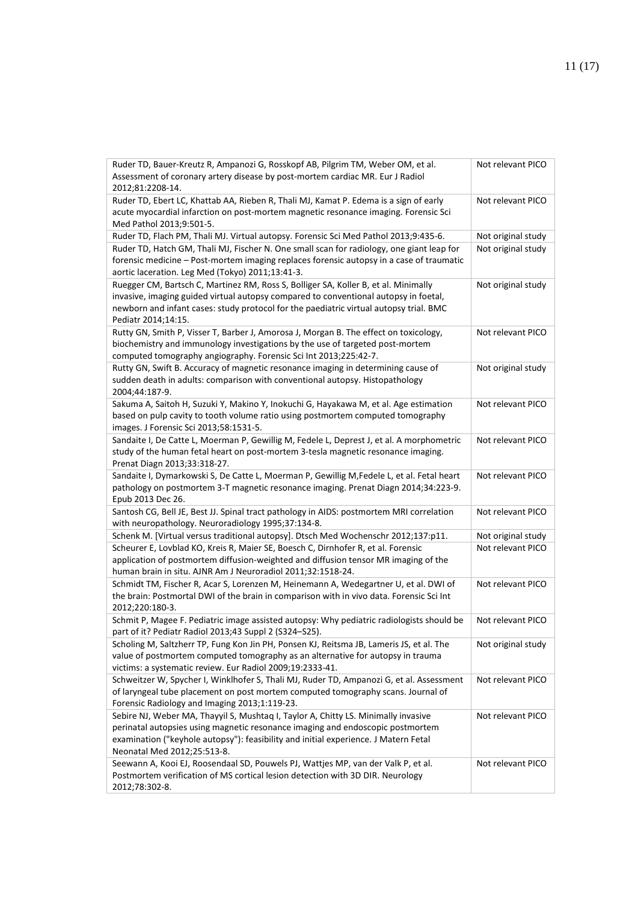| | |
|---|---|
| Ruder TD, Bauer-Kreutz R, Ampanozi G, Rosskopf AB, Pilgrim TM, Weber OM, et al. Assessment of coronary artery disease by post-mortem cardiac MR. Eur J Radiol 2012;81:2208-14. | Not relevant PICO |
| Ruder TD, Ebert LC, Khattab AA, Rieben R, Thali MJ, Kamat P. Edema is a sign of early acute myocardial infarction on post-mortem magnetic resonance imaging. Forensic Sci Med Pathol 2013;9:501-5. | Not relevant PICO |
| Ruder TD, Flach PM, Thali MJ. Virtual autopsy. Forensic Sci Med Pathol 2013;9:435-6. | Not original study |
| Ruder TD, Hatch GM, Thali MJ, Fischer N. One small scan for radiology, one giant leap for forensic medicine – Post-mortem imaging replaces forensic autopsy in a case of traumatic aortic laceration. Leg Med (Tokyo) 2011;13:41-3. | Not original study |
| Ruegger CM, Bartsch C, Martinez RM, Ross S, Bolliger SA, Koller B, et al. Minimally invasive, imaging guided virtual autopsy compared to conventional autopsy in foetal, newborn and infant cases: study protocol for the paediatric virtual autopsy trial. BMC Pediatr 2014;14:15. | Not original study |
| Rutty GN, Smith P, Visser T, Barber J, Amorosa J, Morgan B. The effect on toxicology, biochemistry and immunology investigations by the use of targeted post-mortem computed tomography angiography. Forensic Sci Int 2013;225:42-7. | Not relevant PICO |
| Rutty GN, Swift B. Accuracy of magnetic resonance imaging in determining cause of sudden death in adults: comparison with conventional autopsy. Histopathology 2004;44:187-9. | Not original study |
| Sakuma A, Saitoh H, Suzuki Y, Makino Y, Inokuchi G, Hayakawa M, et al. Age estimation based on pulp cavity to tooth volume ratio using postmortem computed tomography images. J Forensic Sci 2013;58:1531-5. | Not relevant PICO |
| Sandaite I, De Catte L, Moerman P, Gewillig M, Fedele L, Deprest J, et al. A morphometric study of the human fetal heart on post-mortem 3-tesla magnetic resonance imaging. Prenat Diagn 2013;33:318-27. | Not relevant PICO |
| Sandaite I, Dymarkowski S, De Catte L, Moerman P, Gewillig M,Fedele L, et al. Fetal heart pathology on postmortem 3-T magnetic resonance imaging. Prenat Diagn 2014;34:223-9. Epub 2013 Dec 26. | Not relevant PICO |
| Santosh CG, Bell JE, Best JJ. Spinal tract pathology in AIDS: postmortem MRI correlation with neuropathology. Neuroradiology 1995;37:134-8. | Not relevant PICO |
| Schenk M. [Virtual versus traditional autopsy]. Dtsch Med Wochenschr 2012;137:p11. | Not original study |
| Scheurer E, Lovblad KO, Kreis R, Maier SE, Boesch C, Dirnhofer R, et al. Forensic application of postmortem diffusion-weighted and diffusion tensor MR imaging of the human brain in situ. AJNR Am J Neuroradiol 2011;32:1518-24. | Not relevant PICO |
| Schmidt TM, Fischer R, Acar S, Lorenzen M, Heinemann A, Wedegartner U, et al. DWI of the brain: Postmortal DWI of the brain in comparison with in vivo data. Forensic Sci Int 2012;220:180-3. | Not relevant PICO |
| Schmit P, Magee F. Pediatric image assisted autopsy: Why pediatric radiologists should be part of it? Pediatr Radiol 2013;43 Suppl 2 (S324–S25). | Not relevant PICO |
| Scholing M, Saltzherr TP, Fung Kon Jin PH, Ponsen KJ, Reitsma JB, Lameris JS, et al. The value of postmortem computed tomography as an alternative for autopsy in trauma victims: a systematic review. Eur Radiol 2009;19:2333-41. | Not original study |
| Schweitzer W, Spycher I, Winklhofer S, Thali MJ, Ruder TD, Ampanozi G, et al. Assessment of laryngeal tube placement on post mortem computed tomography scans. Journal of Forensic Radiology and Imaging 2013;1:119-23. | Not relevant PICO |
| Sebire NJ, Weber MA, Thayyil S, Mushtaq I, Taylor A, Chitty LS. Minimally invasive perinatal autopsies using magnetic resonance imaging and endoscopic postmortem examination ("keyhole autopsy"): feasibility and initial experience. J Matern Fetal Neonatal Med 2012;25:513-8. | Not relevant PICO |
| Seewann A, Kooi EJ, Roosendaal SD, Pouwels PJ, Wattjes MP, van der Valk P, et al. Postmortem verification of MS cortical lesion detection with 3D DIR. Neurology 2012;78:302-8. | Not relevant PICO |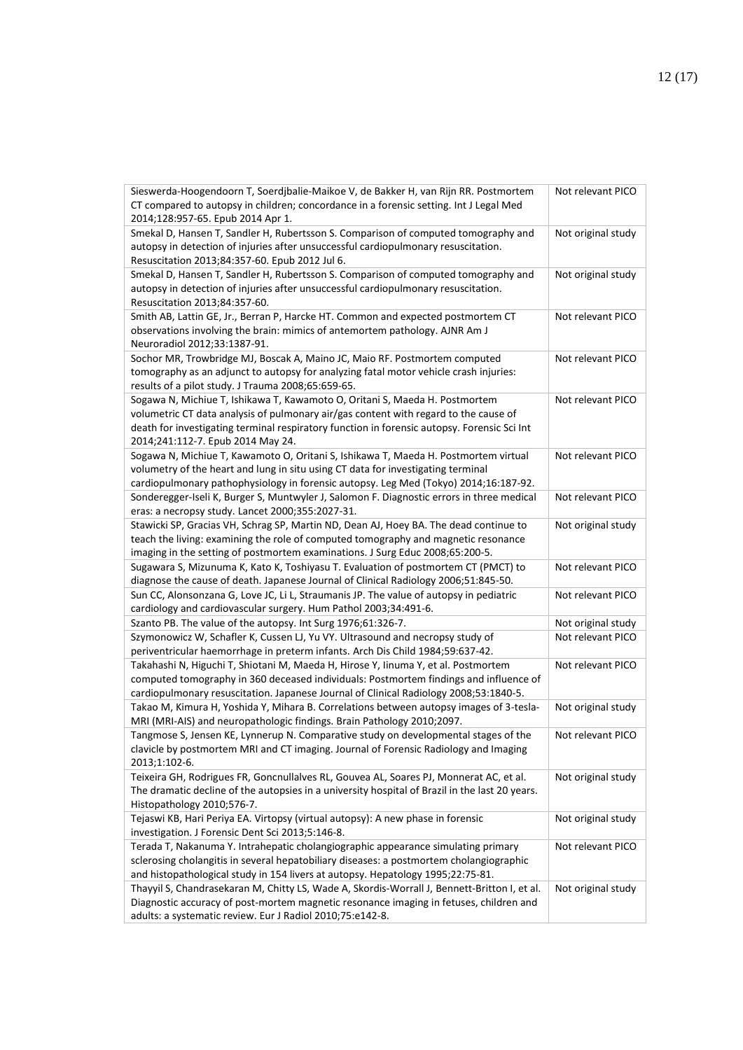| | |
|---|---|
| Sieswerda-Hoogendoorn T, Soerdjbalie-Maikoe V, de Bakker H, van Rijn RR. Postmortem CT compared to autopsy in children; concordance in a forensic setting. Int J Legal Med 2014;128:957-65. Epub 2014 Apr 1. | Not relevant PICO |
| Smekal D, Hansen T, Sandler H, Rubertsson S. Comparison of computed tomography and autopsy in detection of injuries after unsuccessful cardiopulmonary resuscitation. Resuscitation 2013;84:357-60. Epub 2012 Jul 6. | Not original study |
| Smekal D, Hansen T, Sandler H, Rubertsson S. Comparison of computed tomography and autopsy in detection of injuries after unsuccessful cardiopulmonary resuscitation. Resuscitation 2013;84:357-60. | Not original study |
| Smith AB, Lattin GE, Jr., Berran P, Harcke HT. Common and expected postmortem CT observations involving the brain: mimics of antemortem pathology. AJNR Am J Neuroradiol 2012;33:1387-91. | Not relevant PICO |
| Sochor MR, Trowbridge MJ, Boscak A, Maino JC, Maio RF. Postmortem computed tomography as an adjunct to autopsy for analyzing fatal motor vehicle crash injuries: results of a pilot study. J Trauma 2008;65:659-65. | Not relevant PICO |
| Sogawa N, Michiue T, Ishikawa T, Kawamoto O, Oritani S, Maeda H. Postmortem volumetric CT data analysis of pulmonary air/gas content with regard to the cause of death for investigating terminal respiratory function in forensic autopsy. Forensic Sci Int 2014;241:112-7. Epub 2014 May 24. | Not relevant PICO |
| Sogawa N, Michiue T, Kawamoto O, Oritani S, Ishikawa T, Maeda H. Postmortem virtual volumetry of the heart and lung in situ using CT data for investigating terminal cardiopulmonary pathophysiology in forensic autopsy. Leg Med (Tokyo) 2014;16:187-92. | Not relevant PICO |
| Sonderegger-Iseli K, Burger S, Muntwyler J, Salomon F. Diagnostic errors in three medical eras: a necropsy study. Lancet 2000;355:2027-31. | Not relevant PICO |
| Stawicki SP, Gracias VH, Schrag SP, Martin ND, Dean AJ, Hoey BA. The dead continue to teach the living: examining the role of computed tomography and magnetic resonance imaging in the setting of postmortem examinations. J Surg Educ 2008;65:200-5. | Not original study |
| Sugawara S, Mizunuma K, Kato K, Toshiyasu T. Evaluation of postmortem CT (PMCT) to diagnose the cause of death. Japanese Journal of Clinical Radiology 2006;51:845-50. | Not relevant PICO |
| Sun CC, Alonsonzana G, Love JC, Li L, Straumanis JP. The value of autopsy in pediatric cardiology and cardiovascular surgery. Hum Pathol 2003;34:491-6. | Not relevant PICO |
| Szanto PB. The value of the autopsy. Int Surg 1976;61:326-7. | Not original study |
| Szymonowicz W, Schafler K, Cussen LJ, Yu VY. Ultrasound and necropsy study of periventricular haemorrhage in preterm infants. Arch Dis Child 1984;59:637-42. | Not relevant PICO |
| Takahashi N, Higuchi T, Shiotani M, Maeda H, Hirose Y, Iinuma Y, et al. Postmortem computed tomography in 360 deceased individuals: Postmortem findings and influence of cardiopulmonary resuscitation. Japanese Journal of Clinical Radiology 2008;53:1840-5. | Not relevant PICO |
| Takao M, Kimura H, Yoshida Y, Mihara B. Correlations between autopsy images of 3-tesla-MRI (MRI-AIS) and neuropathologic findings. Brain Pathology 2010;2097. | Not original study |
| Tangmose S, Jensen KE, Lynnerup N. Comparative study on developmental stages of the clavicle by postmortem MRI and CT imaging. Journal of Forensic Radiology and Imaging 2013;1:102-6. | Not relevant PICO |
| Teixeira GH, Rodrigues FR, Goncnullalves RL, Gouvea AL, Soares PJ, Monnerat AC, et al. The dramatic decline of the autopsies in a university hospital of Brazil in the last 20 years. Histopathology 2010;576-7. | Not original study |
| Tejaswi KB, Hari Periya EA. Virtopsy (virtual autopsy): A new phase in forensic investigation. J Forensic Dent Sci 2013;5:146-8. | Not original study |
| Terada T, Nakanuma Y. Intrahepatic cholangiographic appearance simulating primary sclerosing cholangitis in several hepatobiliary diseases: a postmortem cholangiographic and histopathological study in 154 livers at autopsy. Hepatology 1995;22:75-81. | Not relevant PICO |
| Thayyil S, Chandrasekaran M, Chitty LS, Wade A, Skordis-Worrall J, Bennett-Britton I, et al. Diagnostic accuracy of post-mortem magnetic resonance imaging in fetuses, children and adults: a systematic review. Eur J Radiol 2010;75:e142-8. | Not original study |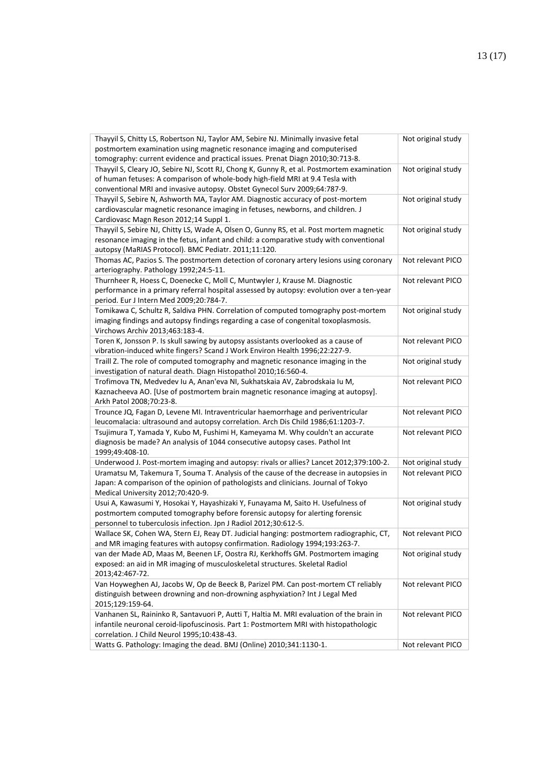| | |
|---|---|
| Thayyil S, Chitty LS, Robertson NJ, Taylor AM, Sebire NJ. Minimally invasive fetal postmortem examination using magnetic resonance imaging and computerised tomography: current evidence and practical issues. Prenat Diagn 2010;30:713-8. | Not original study |
| Thayyil S, Cleary JO, Sebire NJ, Scott RJ, Chong K, Gunny R, et al. Postmortem examination of human fetuses: A comparison of whole-body high-field MRI at 9.4 Tesla with conventional MRI and invasive autopsy. Obstet Gynecol Surv 2009;64:787-9. | Not original study |
| Thayyil S, Sebire N, Ashworth MA, Taylor AM. Diagnostic accuracy of post-mortem cardiovascular magnetic resonance imaging in fetuses, newborns, and children. J Cardiovasc Magn Reson 2012;14 Suppl 1. | Not original study |
| Thayyil S, Sebire NJ, Chitty LS, Wade A, Olsen O, Gunny RS, et al. Post mortem magnetic resonance imaging in the fetus, infant and child: a comparative study with conventional autopsy (MaRIAS Protocol). BMC Pediatr. 2011;11:120. | Not original study |
| Thomas AC, Pazios S. The postmortem detection of coronary artery lesions using coronary arteriography. Pathology 1992;24:5-11. | Not relevant PICO |
| Thurnheer R, Hoess C, Doenecke C, Moll C, Muntwyler J, Krause M. Diagnostic performance in a primary referral hospital assessed by autopsy: evolution over a ten-year period. Eur J Intern Med 2009;20:784-7. | Not relevant PICO |
| Tomikawa C, Schultz R, Saldiva PHN. Correlation of computed tomography post-mortem imaging findings and autopsy findings regarding a case of congenital toxoplasmosis. Virchows Archiv 2013;463:183-4. | Not original study |
| Toren K, Jonsson P. Is skull sawing by autopsy assistants overlooked as a cause of vibration-induced white fingers? Scand J Work Environ Health 1996;22:227-9. | Not relevant PICO |
| Traill Z. The role of computed tomography and magnetic resonance imaging in the investigation of natural death. Diagn Histopathol 2010;16:560-4. | Not original study |
| Trofimova TN, Medvedev Iu A, Anan'eva NI, Sukhatskaia AV, Zabrodskaia Iu M, Kaznacheeva AO. [Use of postmortem brain magnetic resonance imaging at autopsy]. Arkh Patol 2008;70:23-8. | Not relevant PICO |
| Trounce JQ, Fagan D, Levene MI. Intraventricular haemorrhage and periventricular leucomalacia: ultrasound and autopsy correlation. Arch Dis Child 1986;61:1203-7. | Not relevant PICO |
| Tsujimura T, Yamada Y, Kubo M, Fushimi H, Kameyama M. Why couldn't an accurate diagnosis be made? An analysis of 1044 consecutive autopsy cases. Pathol Int 1999;49:408-10. | Not relevant PICO |
| Underwood J. Post-mortem imaging and autopsy: rivals or allies? Lancet 2012;379:100-2. | Not original study |
| Uramatsu M, Takemura T, Souma T. Analysis of the cause of the decrease in autopsies in Japan: A comparison of the opinion of pathologists and clinicians. Journal of Tokyo Medical University 2012;70:420-9. | Not relevant PICO |
| Usui A, Kawasumi Y, Hosokai Y, Hayashizaki Y, Funayama M, Saito H. Usefulness of postmortem computed tomography before forensic autopsy for alerting forensic personnel to tuberculosis infection. Jpn J Radiol 2012;30:612-5. | Not original study |
| Wallace SK, Cohen WA, Stern EJ, Reay DT. Judicial hanging: postmortem radiographic, CT, and MR imaging features with autopsy confirmation. Radiology 1994;193:263-7. | Not relevant PICO |
| van der Made AD, Maas M, Beenen LF, Oostra RJ, Kerkhoffs GM. Postmortem imaging exposed: an aid in MR imaging of musculoskeletal structures. Skeletal Radiol 2013;42:467-72. | Not original study |
| Van Hoyweghen AJ, Jacobs W, Op de Beeck B, Parizel PM. Can post-mortem CT reliably distinguish between drowning and non-drowning asphyxiation? Int J Legal Med 2015;129:159-64. | Not relevant PICO |
| Vanhanen SL, Raininko R, Santavuori P, Autti T, Haltia M. MRI evaluation of the brain in infantile neuronal ceroid-lipofuscinosis. Part 1: Postmortem MRI with histopathologic correlation. J Child Neurol 1995;10:438-43. | Not relevant PICO |
| Watts G. Pathology: Imaging the dead. BMJ (Online) 2010;341:1130-1. | Not relevant PICO |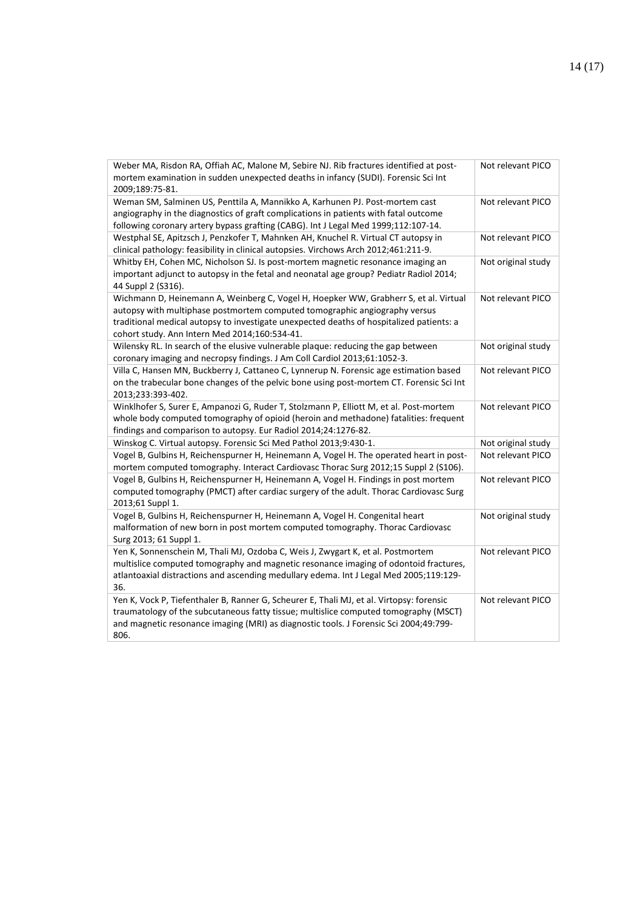| | |
|---|---|
| Weber MA, Risdon RA, Offiah AC, Malone M, Sebire NJ. Rib fractures identified at post-mortem examination in sudden unexpected deaths in infancy (SUDI). Forensic Sci Int 2009;189:75-81. | Not relevant PICO |
| Weman SM, Salminen US, Penttila A, Mannikko A, Karhunen PJ. Post-mortem cast angiography in the diagnostics of graft complications in patients with fatal outcome following coronary artery bypass grafting (CABG). Int J Legal Med 1999;112:107-14. | Not relevant PICO |
| Westphal SE, Apitzsch J, Penzkofer T, Mahnken AH, Knuchel R. Virtual CT autopsy in clinical pathology: feasibility in clinical autopsies. Virchows Arch 2012;461:211-9. | Not relevant PICO |
| Whitby EH, Cohen MC, Nicholson SJ. Is post-mortem magnetic resonance imaging an important adjunct to autopsy in the fetal and neonatal age group? Pediatr Radiol 2014; 44 Suppl 2 (S316). | Not original study |
| Wichmann D, Heinemann A, Weinberg C, Vogel H, Hoepker WW, Grabherr S, et al. Virtual autopsy with multiphase postmortem computed tomographic angiography versus traditional medical autopsy to investigate unexpected deaths of hospitalized patients: a cohort study. Ann Intern Med 2014;160:534-41. | Not relevant PICO |
| Wilensky RL. In search of the elusive vulnerable plaque: reducing the gap between coronary imaging and necropsy findings. J Am Coll Cardiol 2013;61:1052-3. | Not original study |
| Villa C, Hansen MN, Buckberry J, Cattaneo C, Lynnerup N. Forensic age estimation based on the trabecular bone changes of the pelvic bone using post-mortem CT. Forensic Sci Int 2013;233:393-402. | Not relevant PICO |
| Winklhofer S, Surer E, Ampanozi G, Ruder T, Stolzmann P, Elliott M, et al. Post-mortem whole body computed tomography of opioid (heroin and methadone) fatalities: frequent findings and comparison to autopsy. Eur Radiol 2014;24:1276-82. | Not relevant PICO |
| Winskog C. Virtual autopsy. Forensic Sci Med Pathol 2013;9:430-1. | Not original study |
| Vogel B, Gulbins H, Reichenspurner H, Heinemann A, Vogel H. The operated heart in post-mortem computed tomography. Interact Cardiovasc Thorac Surg 2012;15 Suppl 2 (S106). | Not relevant PICO |
| Vogel B, Gulbins H, Reichenspurner H, Heinemann A, Vogel H. Findings in post mortem computed tomography (PMCT) after cardiac surgery of the adult. Thorac Cardiovasc Surg 2013;61 Suppl 1. | Not relevant PICO |
| Vogel B, Gulbins H, Reichenspurner H, Heinemann A, Vogel H. Congenital heart malformation of new born in post mortem computed tomography. Thorac Cardiovasc Surg 2013; 61 Suppl 1. | Not original study |
| Yen K, Sonnenschein M, Thali MJ, Ozdoba C, Weis J, Zwygart K, et al. Postmortem multislice computed tomography and magnetic resonance imaging of odontoid fractures, atlantoaxial distractions and ascending medullary edema. Int J Legal Med 2005;119:129-36. | Not relevant PICO |
| Yen K, Vock P, Tiefenthaler B, Ranner G, Scheurer E, Thali MJ, et al. Virtopsy: forensic traumatology of the subcutaneous fatty tissue; multislice computed tomography (MSCT) and magnetic resonance imaging (MRI) as diagnostic tools. J Forensic Sci 2004;49:799-806. | Not relevant PICO |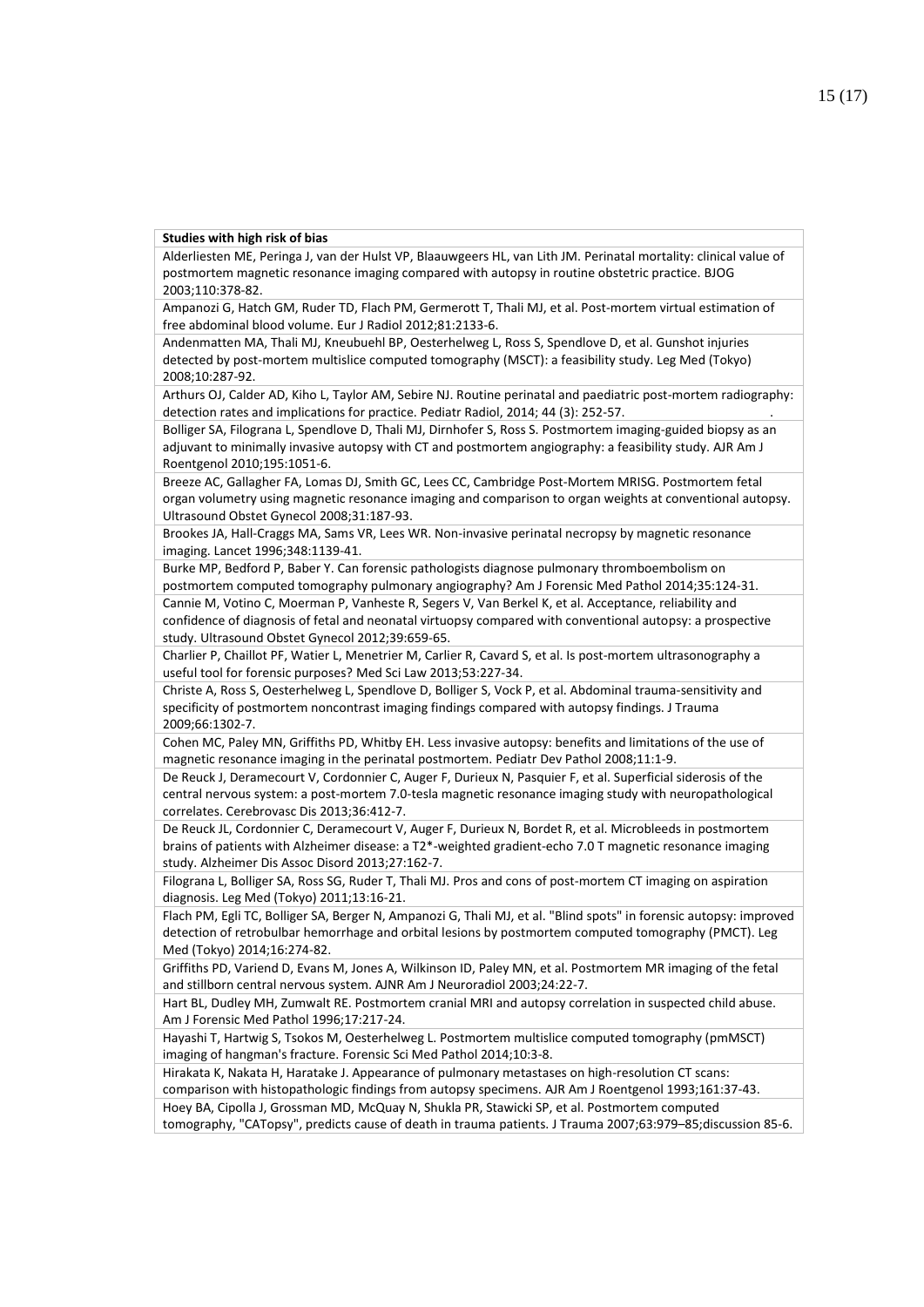| **Studies with high risk of bias** |
|---|
| Alderliesten ME, Peringa J, van der Hulst VP, Blaauwgeers HL, van Lith JM. Perinatal mortality: clinical value of postmortem magnetic resonance imaging compared with autopsy in routine obstetric practice. BJOG 2003;110:378-82. |
| Ampanozi G, Hatch GM, Ruder TD, Flach PM, Germerott T, Thali MJ, et al. Post-mortem virtual estimation of free abdominal blood volume. Eur J Radiol 2012;81:2133-6. |
| Andenmatten MA, Thali MJ, Kneubuehl BP, Oesterhelweg L, Ross S, Spendlove D, et al. Gunshot injuries detected by post-mortem multislice computed tomography (MSCT): a feasibility study. Leg Med (Tokyo) 2008;10:287-92. |
| Arthurs OJ, Calder AD, Kiho L, Taylor AM, Sebire NJ. Routine perinatal and paediatric post-mortem radiography: detection rates and implications for practice. Pediatr Radiol, 2014; 44 (3): 252-57. |
| Bolliger SA, Filograna L, Spendlove D, Thali MJ, Dirnhofer S, Ross S. Postmortem imaging-guided biopsy as an adjuvant to minimally invasive autopsy with CT and postmortem angiography: a feasibility study. AJR Am J Roentgenol 2010;195:1051-6. |
| Breeze AC, Gallagher FA, Lomas DJ, Smith GC, Lees CC, Cambridge Post-Mortem MRISG. Postmortem fetal organ volumetry using magnetic resonance imaging and comparison to organ weights at conventional autopsy. Ultrasound Obstet Gynecol 2008;31:187-93. |
| Brookes JA, Hall-Craggs MA, Sams VR, Lees WR. Non-invasive perinatal necropsy by magnetic resonance imaging. Lancet 1996;348:1139-41. |
| Burke MP, Bedford P, Baber Y. Can forensic pathologists diagnose pulmonary thromboembolism on postmortem computed tomography pulmonary angiography? Am J Forensic Med Pathol 2014;35:124-31. |
| Cannie M, Votino C, Moerman P, Vanheste R, Segers V, Van Berkel K, et al. Acceptance, reliability and confidence of diagnosis of fetal and neonatal virtuopsy compared with conventional autopsy: a prospective study. Ultrasound Obstet Gynecol 2012;39:659-65. |
| Charlier P, Chaillot PF, Watier L, Menetrier M, Carlier R, Cavard S, et al. Is post-mortem ultrasonography a useful tool for forensic purposes? Med Sci Law 2013;53:227-34. |
| Christe A, Ross S, Oesterhelweg L, Spendlove D, Bolliger S, Vock P, et al. Abdominal trauma-sensitivity and specificity of postmortem noncontrast imaging findings compared with autopsy findings. J Trauma 2009;66:1302-7. |
| Cohen MC, Paley MN, Griffiths PD, Whitby EH. Less invasive autopsy: benefits and limitations of the use of magnetic resonance imaging in the perinatal postmortem. Pediatr Dev Pathol 2008;11:1-9. |
| De Reuck J, Deramecourt V, Cordonnier C, Auger F, Durieux N, Pasquier F, et al. Superficial siderosis of the central nervous system: a post-mortem 7.0-tesla magnetic resonance imaging study with neuropathological correlates. Cerebrovasc Dis 2013;36:412-7. |
| De Reuck JL, Cordonnier C, Deramecourt V, Auger F, Durieux N, Bordet R, et al. Microbleeds in postmortem brains of patients with Alzheimer disease: a T2*-weighted gradient-echo 7.0 T magnetic resonance imaging study. Alzheimer Dis Assoc Disord 2013;27:162-7. |
| Filograna L, Bolliger SA, Ross SG, Ruder T, Thali MJ. Pros and cons of post-mortem CT imaging on aspiration diagnosis. Leg Med (Tokyo) 2011;13:16-21. |
| Flach PM, Egli TC, Bolliger SA, Berger N, Ampanozi G, Thali MJ, et al. "Blind spots" in forensic autopsy: improved detection of retrobulbar hemorrhage and orbital lesions by postmortem computed tomography (PMCT). Leg Med (Tokyo) 2014;16:274-82. |
| Griffiths PD, Variend D, Evans M, Jones A, Wilkinson ID, Paley MN, et al. Postmortem MR imaging of the fetal and stillborn central nervous system. AJNR Am J Neuroradiol 2003;24:22-7. |
| Hart BL, Dudley MH, Zumwalt RE. Postmortem cranial MRI and autopsy correlation in suspected child abuse. Am J Forensic Med Pathol 1996;17:217-24. |
| Hayashi T, Hartwig S, Tsokos M, Oesterhelweg L. Postmortem multislice computed tomography (pmMSCT) imaging of hangman's fracture. Forensic Sci Med Pathol 2014;10:3-8. |
| Hirakata K, Nakata H, Haratake J. Appearance of pulmonary metastases on high-resolution CT scans: comparison with histopathologic findings from autopsy specimens. AJR Am J Roentgenol 1993;161:37-43. |
| Hoey BA, Cipolla J, Grossman MD, McQuay N, Shukla PR, Stawicki SP, et al. Postmortem computed tomography, "CATopsy", predicts cause of death in trauma patients. J Trauma 2007;63:979–85;discussion 85-6. |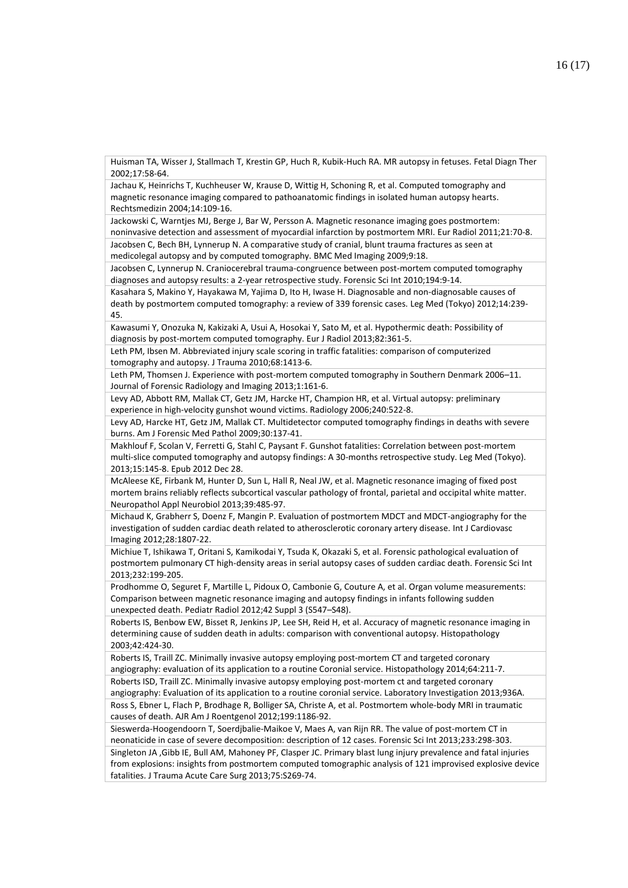Huisman TA, Wisser J, Stallmach T, Krestin GP, Huch R, Kubik-Huch RA. MR autopsy in fetuses. Fetal Diagn Ther 2002;17:58-64.

Jachau K, Heinrichs T, Kuchheuser W, Krause D, Wittig H, Schoning R, et al. Computed tomography and magnetic resonance imaging compared to pathoanatomic findings in isolated human autopsy hearts. Rechtsmedizin 2004;14:109-16.

Jackowski C, Warntjes MJ, Berge J, Bar W, Persson A. Magnetic resonance imaging goes postmortem: noninvasive detection and assessment of myocardial infarction by postmortem MRI. Eur Radiol 2011;21:70-8.

Jacobsen C, Bech BH, Lynnerup N. A comparative study of cranial, blunt trauma fractures as seen at medicolegal autopsy and by computed tomography. BMC Med Imaging 2009;9:18.

Jacobsen C, Lynnerup N. Craniocerebral trauma-congruence between post-mortem computed tomography diagnoses and autopsy results: a 2-year retrospective study. Forensic Sci Int 2010;194:9-14.

Kasahara S, Makino Y, Hayakawa M, Yajima D, Ito H, Iwase H. Diagnosable and non-diagnosable causes of death by postmortem computed tomography: a review of 339 forensic cases. Leg Med (Tokyo) 2012;14:239-45.

Kawasumi Y, Onozuka N, Kakizaki A, Usui A, Hosokai Y, Sato M, et al. Hypothermic death: Possibility of diagnosis by post-mortem computed tomography. Eur J Radiol 2013;82:361-5.

Leth PM, Ibsen M. Abbreviated injury scale scoring in traffic fatalities: comparison of computerized tomography and autopsy. J Trauma 2010;68:1413-6.

Leth PM, Thomsen J. Experience with post-mortem computed tomography in Southern Denmark 2006–11. Journal of Forensic Radiology and Imaging 2013;1:161-6.

Levy AD, Abbott RM, Mallak CT, Getz JM, Harcke HT, Champion HR, et al. Virtual autopsy: preliminary experience in high-velocity gunshot wound victims. Radiology 2006;240:522-8.

Levy AD, Harcke HT, Getz JM, Mallak CT. Multidetector computed tomography findings in deaths with severe burns. Am J Forensic Med Pathol 2009;30:137-41.

Makhlouf F, Scolan V, Ferretti G, Stahl C, Paysant F. Gunshot fatalities: Correlation between post-mortem multi-slice computed tomography and autopsy findings: A 30-months retrospective study. Leg Med (Tokyo). 2013;15:145-8. Epub 2012 Dec 28.

McAleese KE, Firbank M, Hunter D, Sun L, Hall R, Neal JW, et al. Magnetic resonance imaging of fixed post mortem brains reliably reflects subcortical vascular pathology of frontal, parietal and occipital white matter. Neuropathol Appl Neurobiol 2013;39:485-97.

Michaud K, Grabherr S, Doenz F, Mangin P. Evaluation of postmortem MDCT and MDCT-angiography for the investigation of sudden cardiac death related to atherosclerotic coronary artery disease. Int J Cardiovasc Imaging 2012;28:1807-22.

Michiue T, Ishikawa T, Oritani S, Kamikodai Y, Tsuda K, Okazaki S, et al. Forensic pathological evaluation of postmortem pulmonary CT high-density areas in serial autopsy cases of sudden cardiac death. Forensic Sci Int 2013;232:199-205.

Prodhomme O, Seguret F, Martille L, Pidoux O, Cambonie G, Couture A, et al. Organ volume measurements: Comparison between magnetic resonance imaging and autopsy findings in infants following sudden unexpected death. Pediatr Radiol 2012;42 Suppl 3 (S547–S48).

Roberts IS, Benbow EW, Bisset R, Jenkins JP, Lee SH, Reid H, et al. Accuracy of magnetic resonance imaging in determining cause of sudden death in adults: comparison with conventional autopsy. Histopathology 2003;42:424-30.

Roberts IS, Traill ZC. Minimally invasive autopsy employing post-mortem CT and targeted coronary angiography: evaluation of its application to a routine Coronial service. Histopathology 2014;64:211-7.

Roberts ISD, Traill ZC. Minimally invasive autopsy employing post-mortem ct and targeted coronary angiography: Evaluation of its application to a routine coronial service. Laboratory Investigation 2013;936A.

Ross S, Ebner L, Flach P, Brodhage R, Bolliger SA, Christe A, et al. Postmortem whole-body MRI in traumatic causes of death. AJR Am J Roentgenol 2012;199:1186-92.

Sieswerda-Hoogendoorn T, Soerdjbalie-Maikoe V, Maes A, van Rijn RR. The value of post-mortem CT in neonaticide in case of severe decomposition: description of 12 cases. Forensic Sci Int 2013;233:298-303.

Singleton JA ,Gibb IE, Bull AM, Mahoney PF, Clasper JC. Primary blast lung injury prevalence and fatal injuries from explosions: insights from postmortem computed tomographic analysis of 121 improvised explosive device fatalities. J Trauma Acute Care Surg 2013;75:S269-74.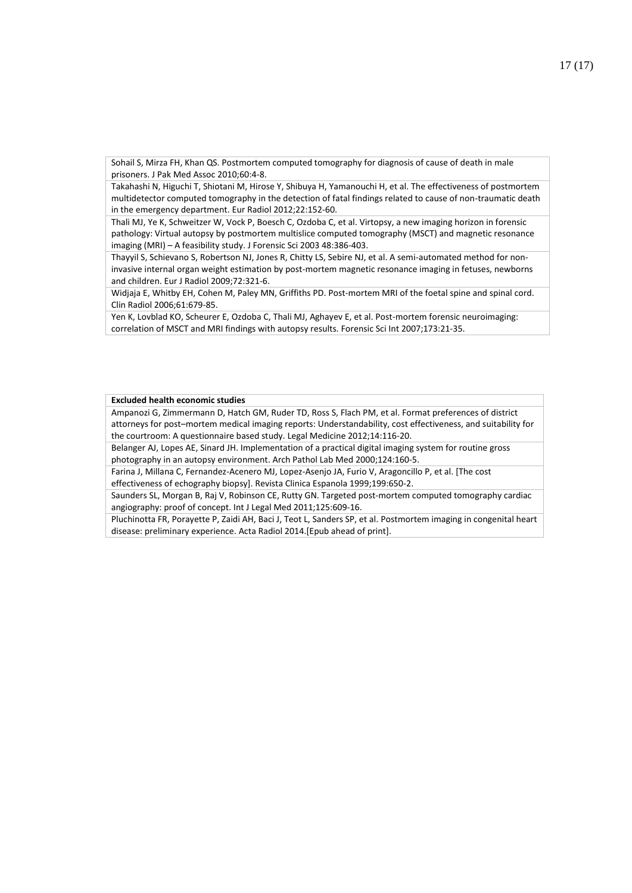| |
|---|
| Sohail S, Mirza FH, Khan QS. Postmortem computed tomography for diagnosis of cause of death in male prisoners. J Pak Med Assoc 2010;60:4-8. |
| Takahashi N, Higuchi T, Shiotani M, Hirose Y, Shibuya H, Yamanouchi H, et al. The effectiveness of postmortem multidetector computed tomography in the detection of fatal findings related to cause of non-traumatic death in the emergency department. Eur Radiol 2012;22:152-60. |
| Thali MJ, Ye K, Schweitzer W, Vock P, Boesch C, Ozdoba C, et al. Virtopsy, a new imaging horizon in forensic pathology: Virtual autopsy by postmortem multislice computed tomography (MSCT) and magnetic resonance imaging (MRI) – A feasibility study. J Forensic Sci 2003 48:386-403. |
| Thayyil S, Schievano S, Robertson NJ, Jones R, Chitty LS, Sebire NJ, et al. A semi-automated method for non-invasive internal organ weight estimation by post-mortem magnetic resonance imaging in fetuses, newborns and children. Eur J Radiol 2009;72:321-6. |
| Widjaja E, Whitby EH, Cohen M, Paley MN, Griffiths PD. Post-mortem MRI of the foetal spine and spinal cord. Clin Radiol 2006;61:679-85. |
| Yen K, Lovblad KO, Scheurer E, Ozdoba C, Thali MJ, Aghayev E, et al. Post-mortem forensic neuroimaging: correlation of MSCT and MRI findings with autopsy results. Forensic Sci Int 2007;173:21-35. |

| **Excluded health economic studies** |
|---|
| Ampanozi G, Zimmermann D, Hatch GM, Ruder TD, Ross S, Flach PM, et al. Format preferences of district attorneys for post–mortem medical imaging reports: Understandability, cost effectiveness, and suitability for the courtroom: A questionnaire based study. Legal Medicine 2012;14:116-20. |
| Belanger AJ, Lopes AE, Sinard JH. Implementation of a practical digital imaging system for routine gross photography in an autopsy environment. Arch Pathol Lab Med 2000;124:160-5. |
| Farina J, Millana C, Fernandez-Acenero MJ, Lopez-Asenjo JA, Furio V, Aragoncillo P, et al. [The cost effectiveness of echography biopsy]. Revista Clinica Espanola 1999;199:650-2. |
| Saunders SL, Morgan B, Raj V, Robinson CE, Rutty GN. Targeted post-mortem computed tomography cardiac angiography: proof of concept. Int J Legal Med 2011;125:609-16. |
| Pluchinotta FR, Porayette P, Zaidi AH, Baci J, Teot L, Sanders SP, et al. Postmortem imaging in congenital heart disease: preliminary experience. Acta Radiol 2014.[Epub ahead of print]. |